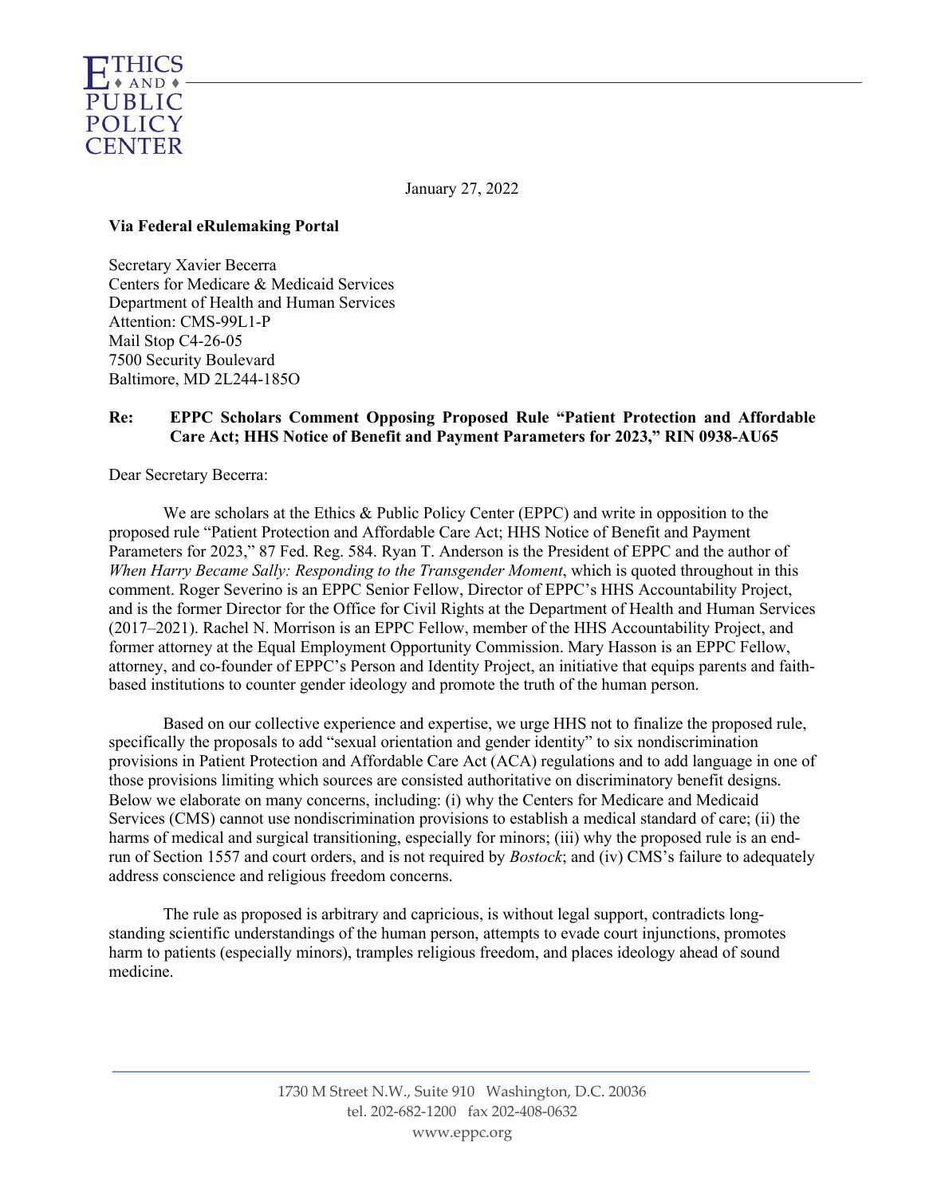ETHICS AND PUBLIC POLICY CENTER

January 27, 2022

**Via Federal eRulemaking Portal**

Secretary Xavier Becerra
Centers for Medicare & Medicaid Services
Department of Health and Human Services
Attention: CMS-99L1-P
Mail Stop C4-26-05
7500 Security Boulevard
Baltimore, MD 2L244-185O

**Re: EPPC Scholars Comment Opposing Proposed Rule "Patient Protection and Affordable Care Act; HHS Notice of Benefit and Payment Parameters for 2023," RIN 0938-AU65**

Dear Secretary Becerra:

We are scholars at the Ethics & Public Policy Center (EPPC) and write in opposition to the proposed rule "Patient Protection and Affordable Care Act; HHS Notice of Benefit and Payment Parameters for 2023," 87 Fed. Reg. 584. Ryan T. Anderson is the President of EPPC and the author of *When Harry Became Sally: Responding to the Transgender Moment*, which is quoted throughout in this comment. Roger Severino is an EPPC Senior Fellow, Director of EPPC's HHS Accountability Project, and is the former Director for the Office for Civil Rights at the Department of Health and Human Services (2017–2021). Rachel N. Morrison is an EPPC Fellow, member of the HHS Accountability Project, and former attorney at the Equal Employment Opportunity Commission. Mary Hasson is an EPPC Fellow, attorney, and co-founder of EPPC's Person and Identity Project, an initiative that equips parents and faith-based institutions to counter gender ideology and promote the truth of the human person.

Based on our collective experience and expertise, we urge HHS not to finalize the proposed rule, specifically the proposals to add "sexual orientation and gender identity" to six nondiscrimination provisions in Patient Protection and Affordable Care Act (ACA) regulations and to add language in one of those provisions limiting which sources are consisted authoritative on discriminatory benefit designs. Below we elaborate on many concerns, including: (i) why the Centers for Medicare and Medicaid Services (CMS) cannot use nondiscrimination provisions to establish a medical standard of care; (ii) the harms of medical and surgical transitioning, especially for minors; (iii) why the proposed rule is an end-run of Section 1557 and court orders, and is not required by *Bostock*; and (iv) CMS's failure to adequately address conscience and religious freedom concerns.

The rule as proposed is arbitrary and capricious, is without legal support, contradicts long-standing scientific understandings of the human person, attempts to evade court injunctions, promotes harm to patients (especially minors), tramples religious freedom, and places ideology ahead of sound medicine.

1730 M Street N.W., Suite 910 Washington, D.C. 20036
tel. 202-682-1200 fax 202-408-0632
www.eppc.org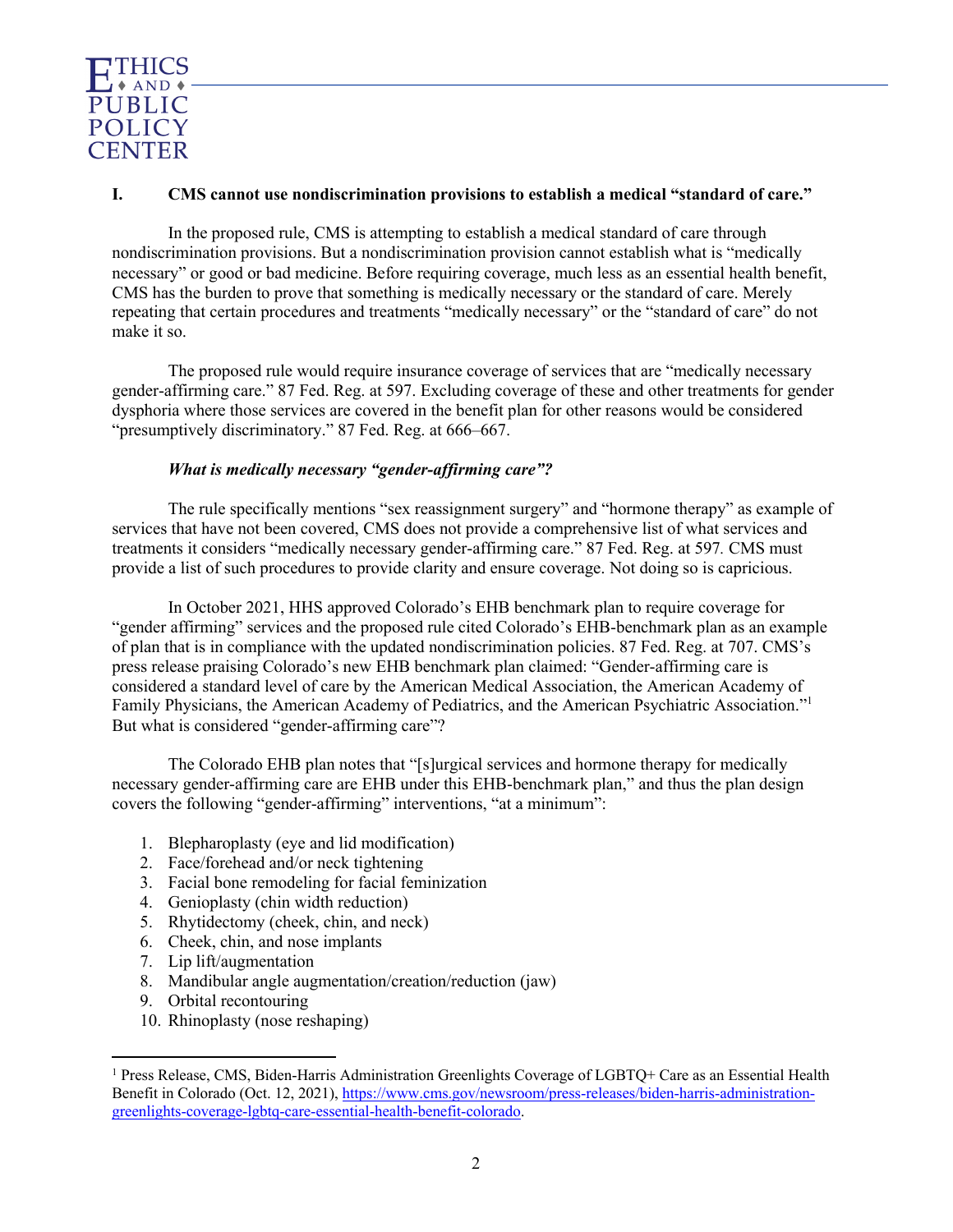## I. CMS cannot use nondiscrimination provisions to establish a medical "standard of care."

In the proposed rule, CMS is attempting to establish a medical standard of care through nondiscrimination provisions. But a nondiscrimination provision cannot establish what is "medically necessary" or good or bad medicine. Before requiring coverage, much less as an essential health benefit, CMS has the burden to prove that something is medically necessary or the standard of care. Merely repeating that certain procedures and treatments "medically necessary" or the "standard of care" do not make it so.

The proposed rule would require insurance coverage of services that are "medically necessary gender-affirming care." 87 Fed. Reg. at 597. Excluding coverage of these and other treatments for gender dysphoria where those services are covered in the benefit plan for other reasons would be considered "presumptively discriminatory." 87 Fed. Reg. at 666–667.

### *What is medically necessary "gender-affirming care"?*

The rule specifically mentions "sex reassignment surgery" and "hormone therapy" as example of services that have not been covered, CMS does not provide a comprehensive list of what services and treatments it considers "medically necessary gender-affirming care." 87 Fed. Reg. at 597. CMS must provide a list of such procedures to provide clarity and ensure coverage. Not doing so is capricious.

In October 2021, HHS approved Colorado's EHB benchmark plan to require coverage for "gender affirming" services and the proposed rule cited Colorado's EHB-benchmark plan as an example of plan that is in compliance with the updated nondiscrimination policies. 87 Fed. Reg. at 707. CMS's press release praising Colorado's new EHB benchmark plan claimed: "Gender-affirming care is considered a standard level of care by the American Medical Association, the American Academy of Family Physicians, the American Academy of Pediatrics, and the American Psychiatric Association."[1] But what is considered "gender-affirming care"?

The Colorado EHB plan notes that "[s]urgical services and hormone therapy for medically necessary gender-affirming care are EHB under this EHB-benchmark plan," and thus the plan design covers the following "gender-affirming" interventions, "at a minimum":

1. Blepharoplasty (eye and lid modification)
2. Face/forehead and/or neck tightening
3. Facial bone remodeling for facial feminization
4. Genioplasty (chin width reduction)
5. Rhytidectomy (cheek, chin, and neck)
6. Cheek, chin, and nose implants
7. Lip lift/augmentation
8. Mandibular angle augmentation/creation/reduction (jaw)
9. Orbital recontouring
10. Rhinoplasty (nose reshaping)

[1] Press Release, CMS, Biden-Harris Administration Greenlights Coverage of LGBTQ+ Care as an Essential Health Benefit in Colorado (Oct. 12, 2021), https://www.cms.gov/newsroom/press-releases/biden-harris-administration-greenlights-coverage-lgbtq-care-essential-health-benefit-colorado.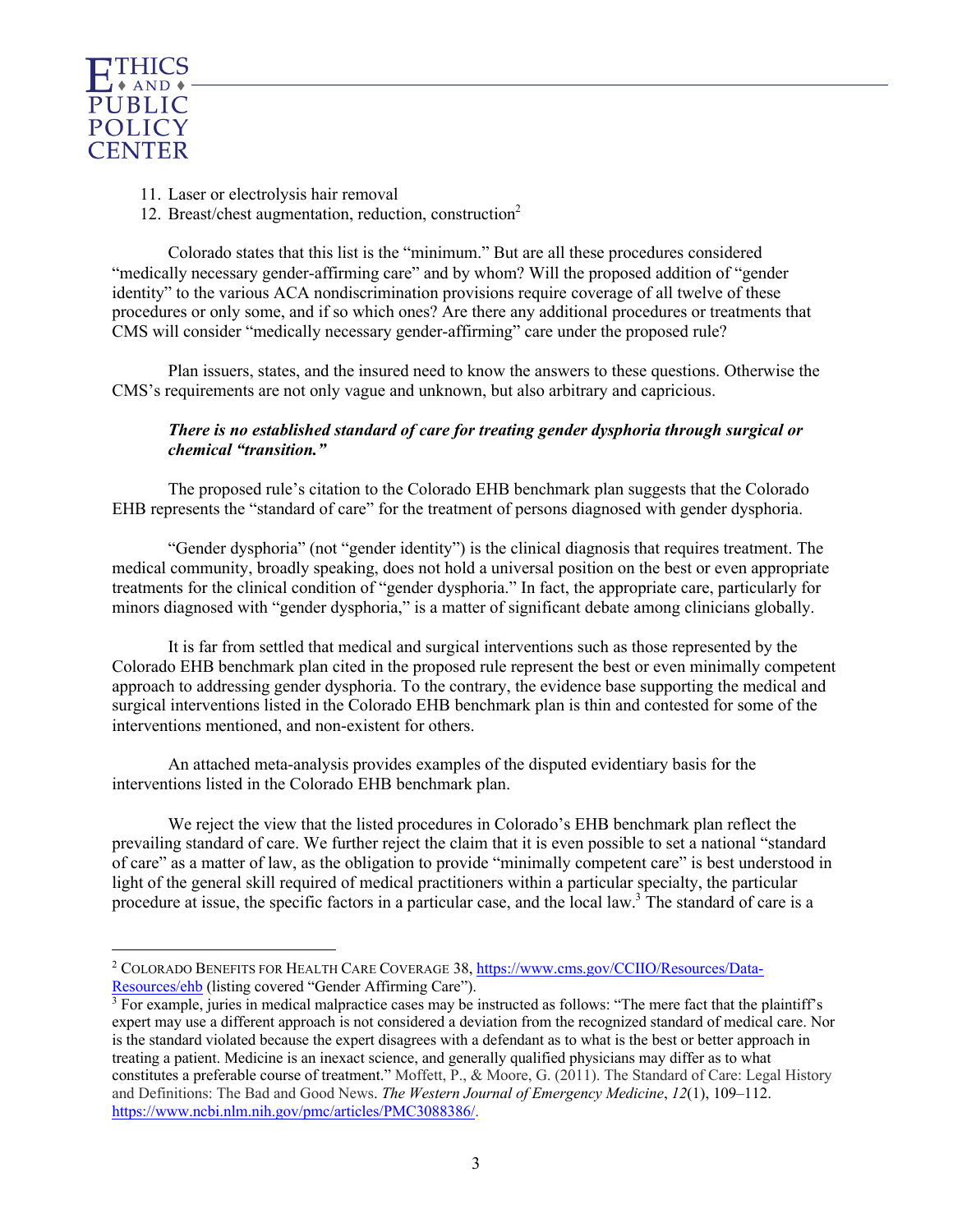11. Laser or electrolysis hair removal
12. Breast/chest augmentation, reduction, construction[2]

Colorado states that this list is the "minimum." But are all these procedures considered "medically necessary gender-affirming care" and by whom? Will the proposed addition of "gender identity" to the various ACA nondiscrimination provisions require coverage of all twelve of these procedures or only some, and if so which ones? Are there any additional procedures or treatments that CMS will consider "medically necessary gender-affirming" care under the proposed rule?

Plan issuers, states, and the insured need to know the answers to these questions. Otherwise the CMS's requirements are not only vague and unknown, but also arbitrary and capricious.

***There is no established standard of care for treating gender dysphoria through surgical or chemical "transition."***

The proposed rule's citation to the Colorado EHB benchmark plan suggests that the Colorado EHB represents the "standard of care" for the treatment of persons diagnosed with gender dysphoria.

"Gender dysphoria" (not "gender identity") is the clinical diagnosis that requires treatment. The medical community, broadly speaking, does not hold a universal position on the best or even appropriate treatments for the clinical condition of "gender dysphoria." In fact, the appropriate care, particularly for minors diagnosed with "gender dysphoria," is a matter of significant debate among clinicians globally.

It is far from settled that medical and surgical interventions such as those represented by the Colorado EHB benchmark plan cited in the proposed rule represent the best or even minimally competent approach to addressing gender dysphoria. To the contrary, the evidence base supporting the medical and surgical interventions listed in the Colorado EHB benchmark plan is thin and contested for some of the interventions mentioned, and non-existent for others.

An attached meta-analysis provides examples of the disputed evidentiary basis for the interventions listed in the Colorado EHB benchmark plan.

We reject the view that the listed procedures in Colorado's EHB benchmark plan reflect the prevailing standard of care. We further reject the claim that it is even possible to set a national "standard of care" as a matter of law, as the obligation to provide "minimally competent care" is best understood in light of the general skill required of medical practitioners within a particular specialty, the particular procedure at issue, the specific factors in a particular case, and the local law.[3] The standard of care is a

---

[2] COLORADO BENEFITS FOR HEALTH CARE COVERAGE 38, https://www.cms.gov/CCIIO/Resources/Data-Resources/ehb (listing covered "Gender Affirming Care").

[3] For example, juries in medical malpractice cases may be instructed as follows: "The mere fact that the plaintiff's expert may use a different approach is not considered a deviation from the recognized standard of medical care. Nor is the standard violated because the expert disagrees with a defendant as to what is the best or better approach in treating a patient. Medicine is an inexact science, and generally qualified physicians may differ as to what constitutes a preferable course of treatment." Moffett, P., & Moore, G. (2011). The Standard of Care: Legal History and Definitions: The Bad and Good News. *The Western Journal of Emergency Medicine*, *12*(1), 109–112. https://www.ncbi.nlm.nih.gov/pmc/articles/PMC3088386/.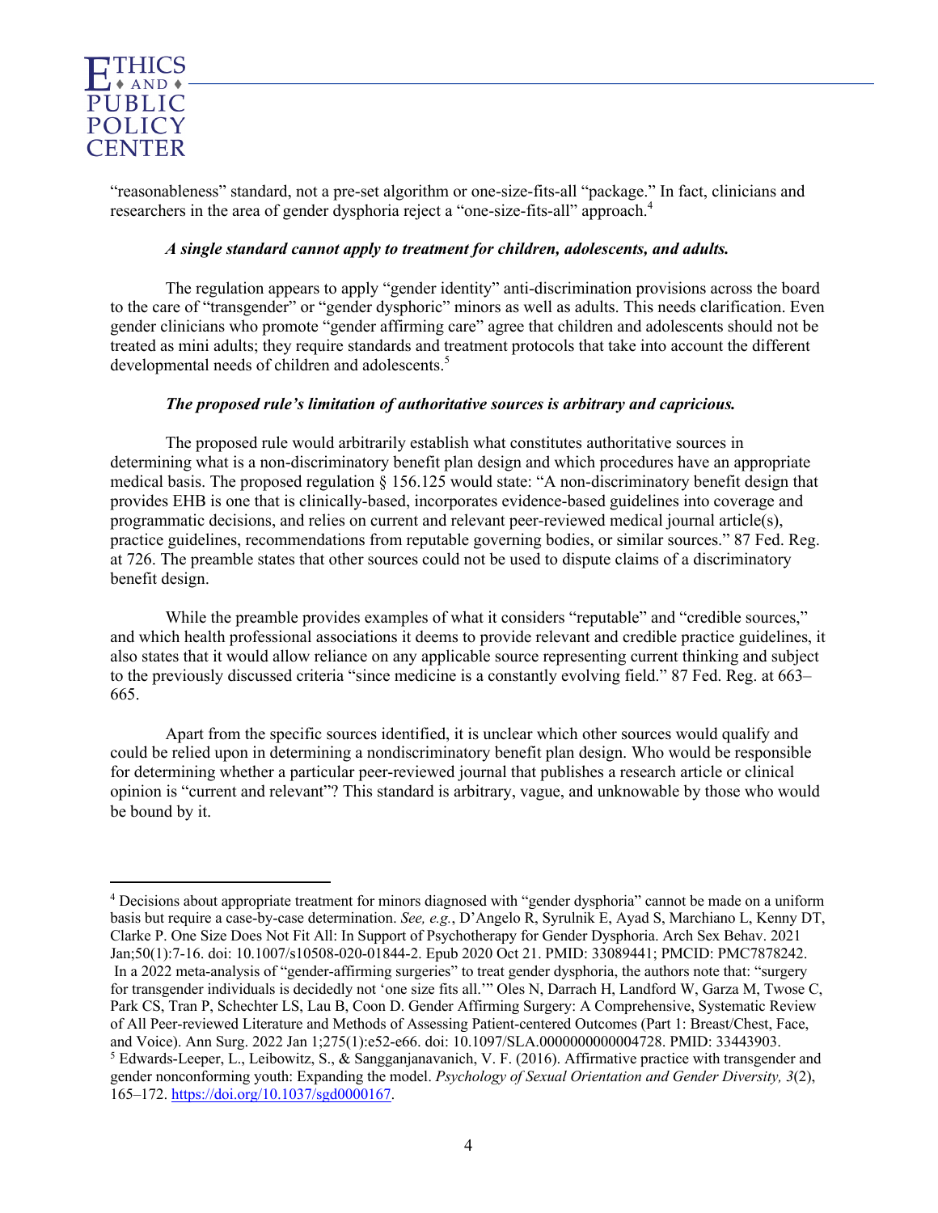"reasonableness" standard, not a pre-set algorithm or one-size-fits-all "package." In fact, clinicians and researchers in the area of gender dysphoria reject a "one-size-fits-all" approach.[4]

***A single standard cannot apply to treatment for children, adolescents, and adults.***

The regulation appears to apply "gender identity" anti-discrimination provisions across the board to the care of "transgender" or "gender dysphoric" minors as well as adults. This needs clarification. Even gender clinicians who promote "gender affirming care" agree that children and adolescents should not be treated as mini adults; they require standards and treatment protocols that take into account the different developmental needs of children and adolescents.[5]

***The proposed rule's limitation of authoritative sources is arbitrary and capricious.***

The proposed rule would arbitrarily establish what constitutes authoritative sources in determining what is a non-discriminatory benefit plan design and which procedures have an appropriate medical basis. The proposed regulation § 156.125 would state: "A non-discriminatory benefit design that provides EHB is one that is clinically-based, incorporates evidence-based guidelines into coverage and programmatic decisions, and relies on current and relevant peer-reviewed medical journal article(s), practice guidelines, recommendations from reputable governing bodies, or similar sources." 87 Fed. Reg. at 726. The preamble states that other sources could not be used to dispute claims of a discriminatory benefit design.

While the preamble provides examples of what it considers "reputable" and "credible sources," and which health professional associations it deems to provide relevant and credible practice guidelines, it also states that it would allow reliance on any applicable source representing current thinking and subject to the previously discussed criteria "since medicine is a constantly evolving field." 87 Fed. Reg. at 663–665.

Apart from the specific sources identified, it is unclear which other sources would qualify and could be relied upon in determining a nondiscriminatory benefit plan design. Who would be responsible for determining whether a particular peer-reviewed journal that publishes a research article or clinical opinion is "current and relevant"? This standard is arbitrary, vague, and unknowable by those who would be bound by it.

---

[4] Decisions about appropriate treatment for minors diagnosed with "gender dysphoria" cannot be made on a uniform basis but require a case-by-case determination. *See, e.g.*, D'Angelo R, Syrulnik E, Ayad S, Marchiano L, Kenny DT, Clarke P. One Size Does Not Fit All: In Support of Psychotherapy for Gender Dysphoria. Arch Sex Behav. 2021 Jan;50(1):7-16. doi: 10.1007/s10508-020-01844-2. Epub 2020 Oct 21. PMID: 33089441; PMCID: PMC7878242. In a 2022 meta-analysis of "gender-affirming surgeries" to treat gender dysphoria, the authors note that: "surgery for transgender individuals is decidedly not 'one size fits all.'" Oles N, Darrach H, Landford W, Garza M, Twose C, Park CS, Tran P, Schechter LS, Lau B, Coon D. Gender Affirming Surgery: A Comprehensive, Systematic Review of All Peer-reviewed Literature and Methods of Assessing Patient-centered Outcomes (Part 1: Breast/Chest, Face, and Voice). Ann Surg. 2022 Jan 1;275(1):e52-e66. doi: 10.1097/SLA.0000000000004728. PMID: 33443903.

[5] Edwards-Leeper, L., Leibowitz, S., & Sangganjanavanich, V. F. (2016). Affirmative practice with transgender and gender nonconforming youth: Expanding the model. *Psychology of Sexual Orientation and Gender Diversity, 3*(2), 165–172. https://doi.org/10.1037/sgd0000167.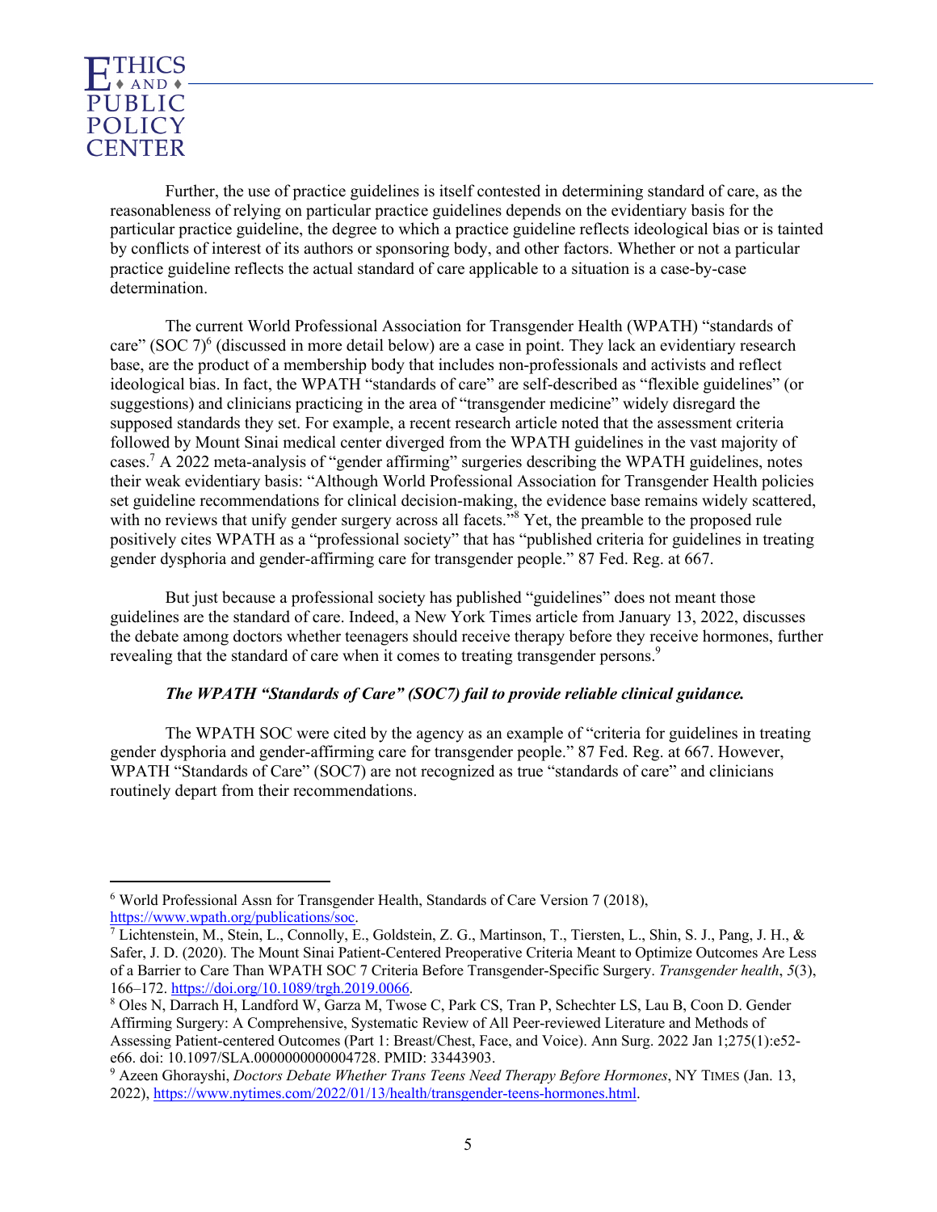Further, the use of practice guidelines is itself contested in determining standard of care, as the reasonableness of relying on particular practice guidelines depends on the evidentiary basis for the particular practice guideline, the degree to which a practice guideline reflects ideological bias or is tainted by conflicts of interest of its authors or sponsoring body, and other factors. Whether or not a particular practice guideline reflects the actual standard of care applicable to a situation is a case-by-case determination.

The current World Professional Association for Transgender Health (WPATH) "standards of care" (SOC 7)[6] (discussed in more detail below) are a case in point. They lack an evidentiary research base, are the product of a membership body that includes non-professionals and activists and reflect ideological bias. In fact, the WPATH "standards of care" are self-described as "flexible guidelines" (or suggestions) and clinicians practicing in the area of "transgender medicine" widely disregard the supposed standards they set. For example, a recent research article noted that the assessment criteria followed by Mount Sinai medical center diverged from the WPATH guidelines in the vast majority of cases.[7] A 2022 meta-analysis of "gender affirming" surgeries describing the WPATH guidelines, notes their weak evidentiary basis: "Although World Professional Association for Transgender Health policies set guideline recommendations for clinical decision-making, the evidence base remains widely scattered, with no reviews that unify gender surgery across all facets."[8] Yet, the preamble to the proposed rule positively cites WPATH as a "professional society" that has "published criteria for guidelines in treating gender dysphoria and gender-affirming care for transgender people." 87 Fed. Reg. at 667.

But just because a professional society has published "guidelines" does not meant those guidelines are the standard of care. Indeed, a New York Times article from January 13, 2022, discusses the debate among doctors whether teenagers should receive therapy before they receive hormones, further revealing that the standard of care when it comes to treating transgender persons.[9]

***The WPATH "Standards of Care" (SOC7) fail to provide reliable clinical guidance.***

The WPATH SOC were cited by the agency as an example of "criteria for guidelines in treating gender dysphoria and gender-affirming care for transgender people." 87 Fed. Reg. at 667. However, WPATH "Standards of Care" (SOC7) are not recognized as true "standards of care" and clinicians routinely depart from their recommendations.

---

[6] World Professional Assn for Transgender Health, Standards of Care Version 7 (2018), https://www.wpath.org/publications/soc.

[7] Lichtenstein, M., Stein, L., Connolly, E., Goldstein, Z. G., Martinson, T., Tiersten, L., Shin, S. J., Pang, J. H., & Safer, J. D. (2020). The Mount Sinai Patient-Centered Preoperative Criteria Meant to Optimize Outcomes Are Less of a Barrier to Care Than WPATH SOC 7 Criteria Before Transgender-Specific Surgery. *Transgender health*, *5*(3), 166–172. https://doi.org/10.1089/trgh.2019.0066.

[8] Oles N, Darrach H, Landford W, Garza M, Twose C, Park CS, Tran P, Schechter LS, Lau B, Coon D. Gender Affirming Surgery: A Comprehensive, Systematic Review of All Peer-reviewed Literature and Methods of Assessing Patient-centered Outcomes (Part 1: Breast/Chest, Face, and Voice). Ann Surg. 2022 Jan 1;275(1):e52-e66. doi: 10.1097/SLA.0000000000004728. PMID: 33443903.

[9] Azeen Ghorayshi, *Doctors Debate Whether Trans Teens Need Therapy Before Hormones*, NY TIMES (Jan. 13, 2022), https://www.nytimes.com/2022/01/13/health/transgender-teens-hormones.html.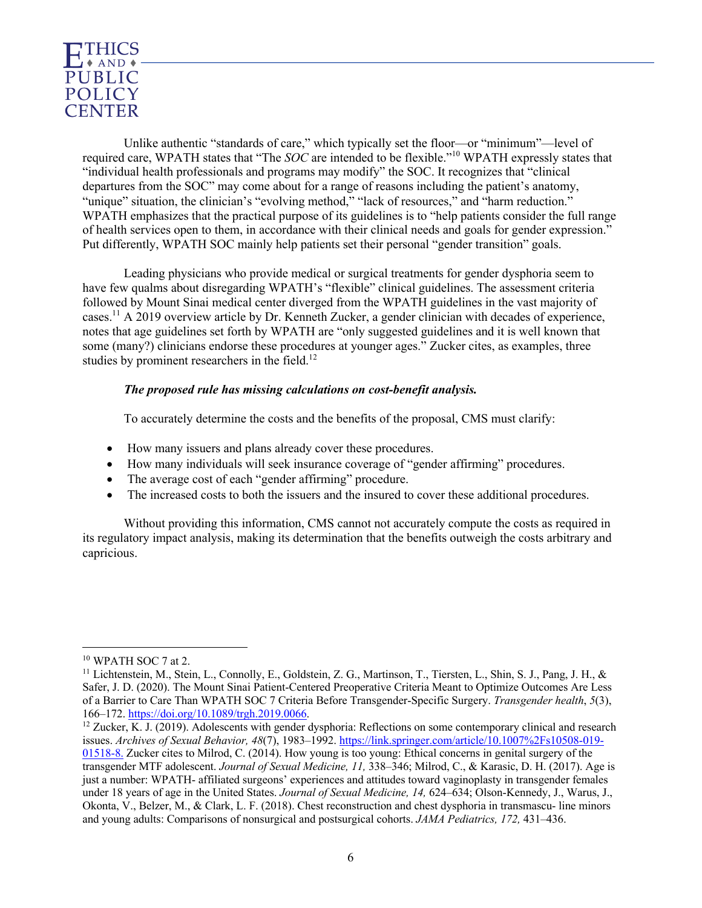Unlike authentic "standards of care," which typically set the floor—or "minimum"—level of required care, WPATH states that "The *SOC* are intended to be flexible."[10] WPATH expressly states that "individual health professionals and programs may modify" the SOC. It recognizes that "clinical departures from the SOC" may come about for a range of reasons including the patient's anatomy, "unique" situation, the clinician's "evolving method," "lack of resources," and "harm reduction." WPATH emphasizes that the practical purpose of its guidelines is to "help patients consider the full range of health services open to them, in accordance with their clinical needs and goals for gender expression." Put differently, WPATH SOC mainly help patients set their personal "gender transition" goals.

Leading physicians who provide medical or surgical treatments for gender dysphoria seem to have few qualms about disregarding WPATH's "flexible" clinical guidelines. The assessment criteria followed by Mount Sinai medical center diverged from the WPATH guidelines in the vast majority of cases.[11] A 2019 overview article by Dr. Kenneth Zucker, a gender clinician with decades of experience, notes that age guidelines set forth by WPATH are "only suggested guidelines and it is well known that some (many?) clinicians endorse these procedures at younger ages." Zucker cites, as examples, three studies by prominent researchers in the field.[12]

***The proposed rule has missing calculations on cost-benefit analysis.***

To accurately determine the costs and the benefits of the proposal, CMS must clarify:

- How many issuers and plans already cover these procedures.
- How many individuals will seek insurance coverage of "gender affirming" procedures.
- The average cost of each "gender affirming" procedure.
- The increased costs to both the issuers and the insured to cover these additional procedures.

Without providing this information, CMS cannot not accurately compute the costs as required in its regulatory impact analysis, making its determination that the benefits outweigh the costs arbitrary and capricious.

---

[10] WPATH SOC 7 at 2.

[11] Lichtenstein, M., Stein, L., Connolly, E., Goldstein, Z. G., Martinson, T., Tiersten, L., Shin, S. J., Pang, J. H., & Safer, J. D. (2020). The Mount Sinai Patient-Centered Preoperative Criteria Meant to Optimize Outcomes Are Less of a Barrier to Care Than WPATH SOC 7 Criteria Before Transgender-Specific Surgery. *Transgender health*, *5*(3), 166–172. https://doi.org/10.1089/trgh.2019.0066.

[12] Zucker, K. J. (2019). Adolescents with gender dysphoria: Reflections on some contemporary clinical and research issues. *Archives of Sexual Behavior, 48*(7), 1983–1992. https://link.springer.com/article/10.1007%2Fs10508-019-01518-8. Zucker cites to Milrod, C. (2014). How young is too young: Ethical concerns in genital surgery of the transgender MTF adolescent. *Journal of Sexual Medicine, 11,* 338–346; Milrod, C., & Karasic, D. H. (2017). Age is just a number: WPATH- affiliated surgeons' experiences and attitudes toward vaginoplasty in transgender females under 18 years of age in the United States. *Journal of Sexual Medicine, 14,* 624–634; Olson-Kennedy, J., Warus, J., Okonta, V., Belzer, M., & Clark, L. F. (2018). Chest reconstruction and chest dysphoria in transmascu- line minors and young adults: Comparisons of nonsurgical and postsurgical cohorts. *JAMA Pediatrics, 172,* 431–436.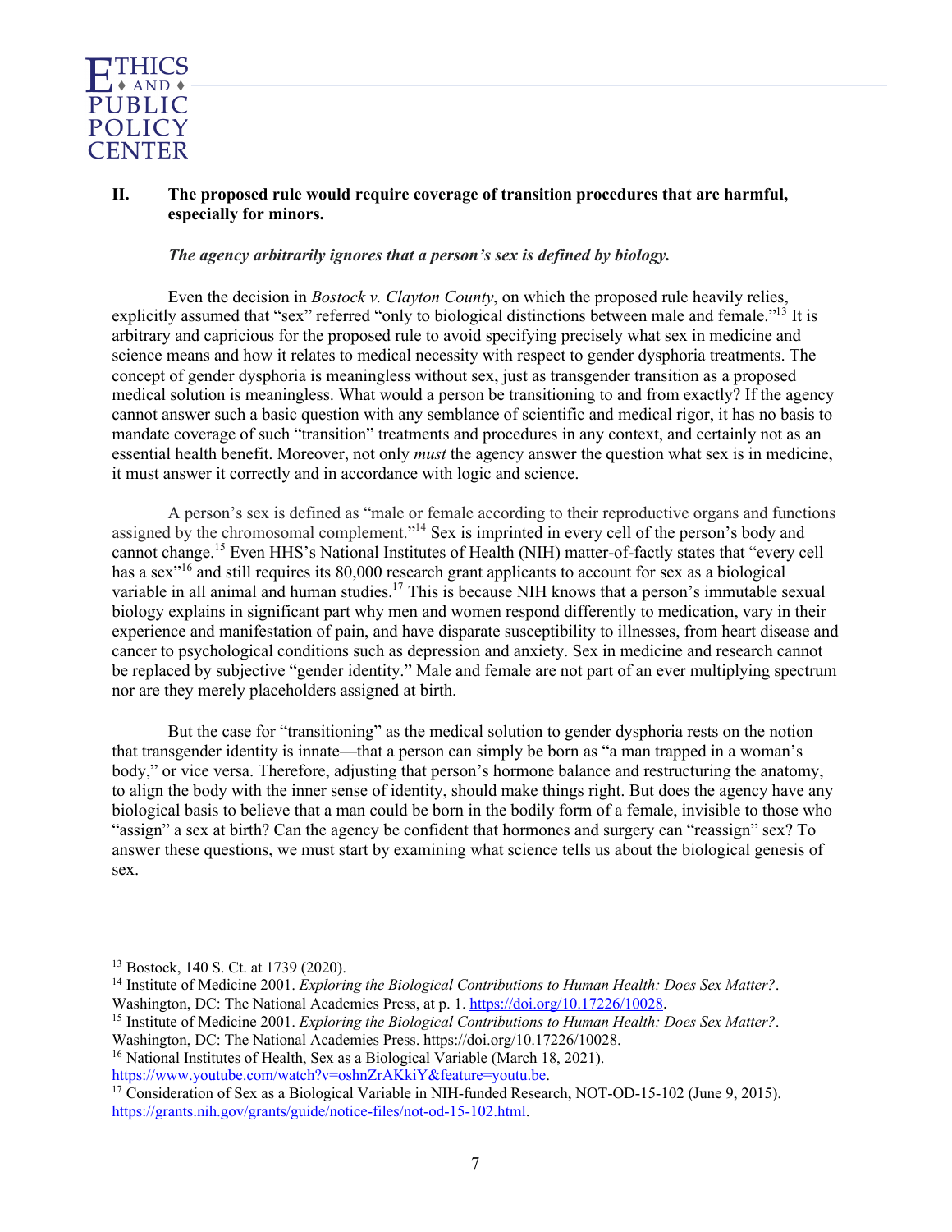## II. The proposed rule would require coverage of transition procedures that are harmful, especially for minors.

***The agency arbitrarily ignores that a person's sex is defined by biology.***

Even the decision in *Bostock v. Clayton County*, on which the proposed rule heavily relies, explicitly assumed that "sex" referred "only to biological distinctions between male and female."[13] It is arbitrary and capricious for the proposed rule to avoid specifying precisely what sex in medicine and science means and how it relates to medical necessity with respect to gender dysphoria treatments. The concept of gender dysphoria is meaningless without sex, just as transgender transition as a proposed medical solution is meaningless. What would a person be transitioning to and from exactly? If the agency cannot answer such a basic question with any semblance of scientific and medical rigor, it has no basis to mandate coverage of such "transition" treatments and procedures in any context, and certainly not as an essential health benefit. Moreover, not only *must* the agency answer the question what sex is in medicine, it must answer it correctly and in accordance with logic and science.

A person's sex is defined as "male or female according to their reproductive organs and functions assigned by the chromosomal complement."[14] Sex is imprinted in every cell of the person's body and cannot change.[15] Even HHS's National Institutes of Health (NIH) matter-of-factly states that "every cell has a sex"[16] and still requires its 80,000 research grant applicants to account for sex as a biological variable in all animal and human studies.[17] This is because NIH knows that a person's immutable sexual biology explains in significant part why men and women respond differently to medication, vary in their experience and manifestation of pain, and have disparate susceptibility to illnesses, from heart disease and cancer to psychological conditions such as depression and anxiety. Sex in medicine and research cannot be replaced by subjective "gender identity." Male and female are not part of an ever multiplying spectrum nor are they merely placeholders assigned at birth.

But the case for "transitioning" as the medical solution to gender dysphoria rests on the notion that transgender identity is innate—that a person can simply be born as "a man trapped in a woman's body," or vice versa. Therefore, adjusting that person's hormone balance and restructuring the anatomy, to align the body with the inner sense of identity, should make things right. But does the agency have any biological basis to believe that a man could be born in the bodily form of a female, invisible to those who "assign" a sex at birth? Can the agency be confident that hormones and surgery can "reassign" sex? To answer these questions, we must start by examining what science tells us about the biological genesis of sex.

---

[13] Bostock, 140 S. Ct. at 1739 (2020).

[14] Institute of Medicine 2001. *Exploring the Biological Contributions to Human Health: Does Sex Matter?*. Washington, DC: The National Academies Press, at p. 1. https://doi.org/10.17226/10028.

[15] Institute of Medicine 2001. *Exploring the Biological Contributions to Human Health: Does Sex Matter?*. Washington, DC: The National Academies Press. https://doi.org/10.17226/10028.

[16] National Institutes of Health, Sex as a Biological Variable (March 18, 2021). https://www.youtube.com/watch?v=oshnZrAKkiY&feature=youtu.be.

[17] Consideration of Sex as a Biological Variable in NIH-funded Research, NOT-OD-15-102 (June 9, 2015). https://grants.nih.gov/grants/guide/notice-files/not-od-15-102.html.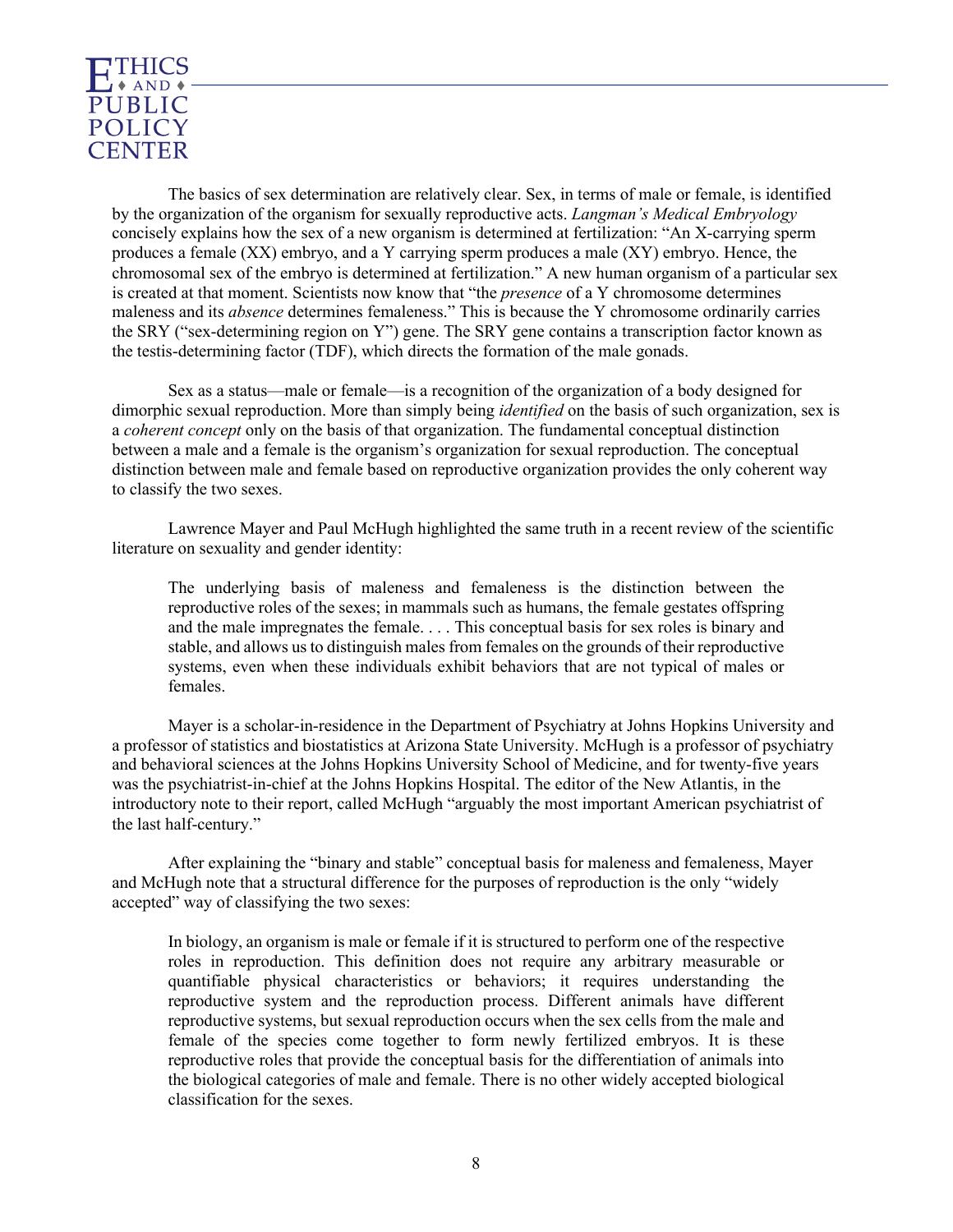The basics of sex determination are relatively clear. Sex, in terms of male or female, is identified by the organization of the organism for sexually reproductive acts. *Langman's Medical Embryology* concisely explains how the sex of a new organism is determined at fertilization: "An X-carrying sperm produces a female (XX) embryo, and a Y carrying sperm produces a male (XY) embryo. Hence, the chromosomal sex of the embryo is determined at fertilization." A new human organism of a particular sex is created at that moment. Scientists now know that "the *presence* of a Y chromosome determines maleness and its *absence* determines femaleness." This is because the Y chromosome ordinarily carries the SRY ("sex-determining region on Y") gene. The SRY gene contains a transcription factor known as the testis-determining factor (TDF), which directs the formation of the male gonads.

Sex as a status—male or female—is a recognition of the organization of a body designed for dimorphic sexual reproduction. More than simply being *identified* on the basis of such organization, sex is a *coherent concept* only on the basis of that organization. The fundamental conceptual distinction between a male and a female is the organism's organization for sexual reproduction. The conceptual distinction between male and female based on reproductive organization provides the only coherent way to classify the two sexes.

Lawrence Mayer and Paul McHugh highlighted the same truth in a recent review of the scientific literature on sexuality and gender identity:

> The underlying basis of maleness and femaleness is the distinction between the reproductive roles of the sexes; in mammals such as humans, the female gestates offspring and the male impregnates the female. . . . This conceptual basis for sex roles is binary and stable, and allows us to distinguish males from females on the grounds of their reproductive systems, even when these individuals exhibit behaviors that are not typical of males or females.

Mayer is a scholar-in-residence in the Department of Psychiatry at Johns Hopkins University and a professor of statistics and biostatistics at Arizona State University. McHugh is a professor of psychiatry and behavioral sciences at the Johns Hopkins University School of Medicine, and for twenty-five years was the psychiatrist-in-chief at the Johns Hopkins Hospital. The editor of the New Atlantis, in the introductory note to their report, called McHugh "arguably the most important American psychiatrist of the last half-century."

After explaining the "binary and stable" conceptual basis for maleness and femaleness, Mayer and McHugh note that a structural difference for the purposes of reproduction is the only "widely accepted" way of classifying the two sexes:

> In biology, an organism is male or female if it is structured to perform one of the respective roles in reproduction. This definition does not require any arbitrary measurable or quantifiable physical characteristics or behaviors; it requires understanding the reproductive system and the reproduction process. Different animals have different reproductive systems, but sexual reproduction occurs when the sex cells from the male and female of the species come together to form newly fertilized embryos. It is these reproductive roles that provide the conceptual basis for the differentiation of animals into the biological categories of male and female. There is no other widely accepted biological classification for the sexes.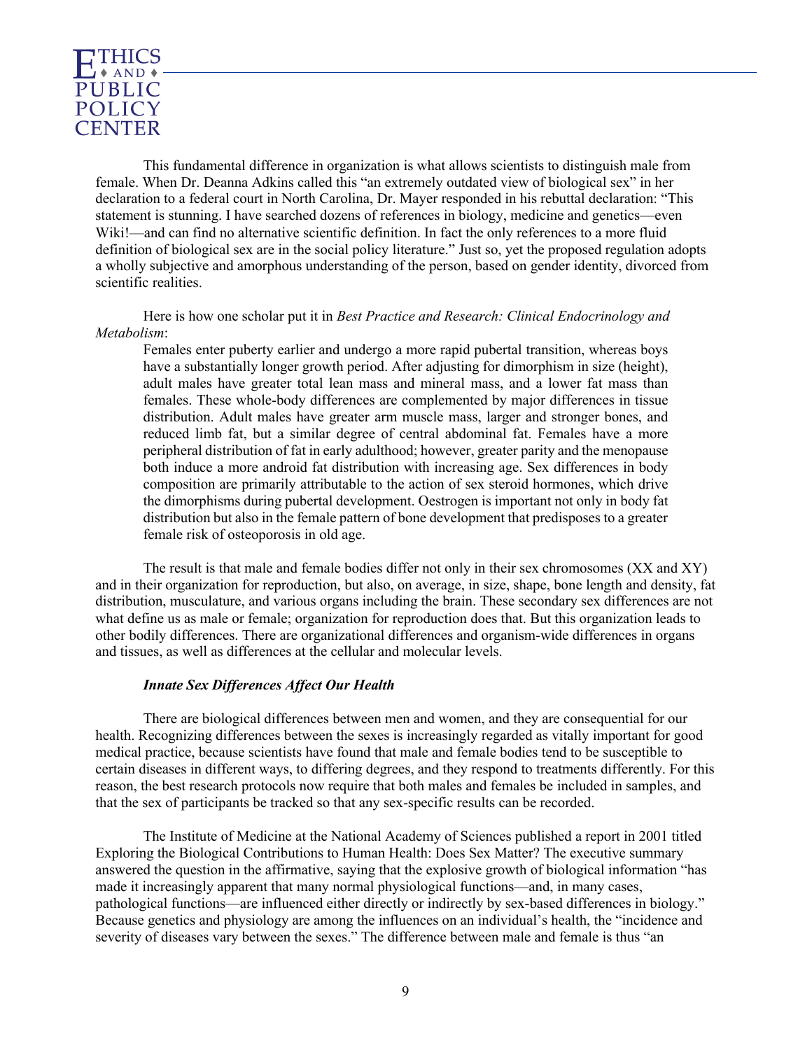This fundamental difference in organization is what allows scientists to distinguish male from female. When Dr. Deanna Adkins called this "an extremely outdated view of biological sex" in her declaration to a federal court in North Carolina, Dr. Mayer responded in his rebuttal declaration: "This statement is stunning. I have searched dozens of references in biology, medicine and genetics—even Wiki!—and can find no alternative scientific definition. In fact the only references to a more fluid definition of biological sex are in the social policy literature." Just so, yet the proposed regulation adopts a wholly subjective and amorphous understanding of the person, based on gender identity, divorced from scientific realities.

Here is how one scholar put it in *Best Practice and Research: Clinical Endocrinology and Metabolism*:

> Females enter puberty earlier and undergo a more rapid pubertal transition, whereas boys have a substantially longer growth period. After adjusting for dimorphism in size (height), adult males have greater total lean mass and mineral mass, and a lower fat mass than females. These whole-body differences are complemented by major differences in tissue distribution. Adult males have greater arm muscle mass, larger and stronger bones, and reduced limb fat, but a similar degree of central abdominal fat. Females have a more peripheral distribution of fat in early adulthood; however, greater parity and the menopause both induce a more android fat distribution with increasing age. Sex differences in body composition are primarily attributable to the action of sex steroid hormones, which drive the dimorphisms during pubertal development. Oestrogen is important not only in body fat distribution but also in the female pattern of bone development that predisposes to a greater female risk of osteoporosis in old age.

The result is that male and female bodies differ not only in their sex chromosomes (XX and XY) and in their organization for reproduction, but also, on average, in size, shape, bone length and density, fat distribution, musculature, and various organs including the brain. These secondary sex differences are not what define us as male or female; organization for reproduction does that. But this organization leads to other bodily differences. There are organizational differences and organism-wide differences in organs and tissues, as well as differences at the cellular and molecular levels.

### *Innate Sex Differences Affect Our Health*

There are biological differences between men and women, and they are consequential for our health. Recognizing differences between the sexes is increasingly regarded as vitally important for good medical practice, because scientists have found that male and female bodies tend to be susceptible to certain diseases in different ways, to differing degrees, and they respond to treatments differently. For this reason, the best research protocols now require that both males and females be included in samples, and that the sex of participants be tracked so that any sex-specific results can be recorded.

The Institute of Medicine at the National Academy of Sciences published a report in 2001 titled Exploring the Biological Contributions to Human Health: Does Sex Matter? The executive summary answered the question in the affirmative, saying that the explosive growth of biological information "has made it increasingly apparent that many normal physiological functions—and, in many cases, pathological functions—are influenced either directly or indirectly by sex-based differences in biology." Because genetics and physiology are among the influences on an individual's health, the "incidence and severity of diseases vary between the sexes." The difference between male and female is thus "an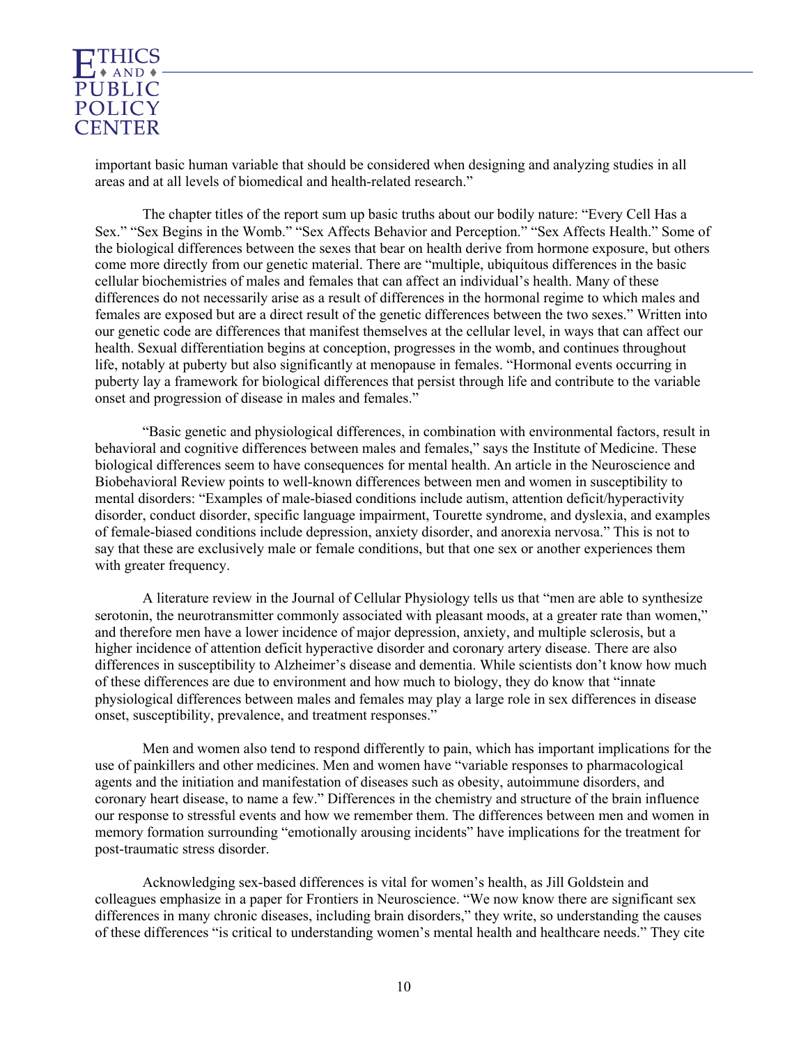important basic human variable that should be considered when designing and analyzing studies in all areas and at all levels of biomedical and health-related research."

The chapter titles of the report sum up basic truths about our bodily nature: "Every Cell Has a Sex." "Sex Begins in the Womb." "Sex Affects Behavior and Perception." "Sex Affects Health." Some of the biological differences between the sexes that bear on health derive from hormone exposure, but others come more directly from our genetic material. There are "multiple, ubiquitous differences in the basic cellular biochemistries of males and females that can affect an individual's health. Many of these differences do not necessarily arise as a result of differences in the hormonal regime to which males and females are exposed but are a direct result of the genetic differences between the two sexes." Written into our genetic code are differences that manifest themselves at the cellular level, in ways that can affect our health. Sexual differentiation begins at conception, progresses in the womb, and continues throughout life, notably at puberty but also significantly at menopause in females. "Hormonal events occurring in puberty lay a framework for biological differences that persist through life and contribute to the variable onset and progression of disease in males and females."

"Basic genetic and physiological differences, in combination with environmental factors, result in behavioral and cognitive differences between males and females," says the Institute of Medicine. These biological differences seem to have consequences for mental health. An article in the Neuroscience and Biobehavioral Review points to well-known differences between men and women in susceptibility to mental disorders: "Examples of male-biased conditions include autism, attention deficit/hyperactivity disorder, conduct disorder, specific language impairment, Tourette syndrome, and dyslexia, and examples of female-biased conditions include depression, anxiety disorder, and anorexia nervosa." This is not to say that these are exclusively male or female conditions, but that one sex or another experiences them with greater frequency.

A literature review in the Journal of Cellular Physiology tells us that "men are able to synthesize serotonin, the neurotransmitter commonly associated with pleasant moods, at a greater rate than women," and therefore men have a lower incidence of major depression, anxiety, and multiple sclerosis, but a higher incidence of attention deficit hyperactive disorder and coronary artery disease. There are also differences in susceptibility to Alzheimer's disease and dementia. While scientists don't know how much of these differences are due to environment and how much to biology, they do know that "innate physiological differences between males and females may play a large role in sex differences in disease onset, susceptibility, prevalence, and treatment responses."

Men and women also tend to respond differently to pain, which has important implications for the use of painkillers and other medicines. Men and women have "variable responses to pharmacological agents and the initiation and manifestation of diseases such as obesity, autoimmune disorders, and coronary heart disease, to name a few." Differences in the chemistry and structure of the brain influence our response to stressful events and how we remember them. The differences between men and women in memory formation surrounding "emotionally arousing incidents" have implications for the treatment for post-traumatic stress disorder.

Acknowledging sex-based differences is vital for women's health, as Jill Goldstein and colleagues emphasize in a paper for Frontiers in Neuroscience. "We now know there are significant sex differences in many chronic diseases, including brain disorders," they write, so understanding the causes of these differences "is critical to understanding women's mental health and healthcare needs." They cite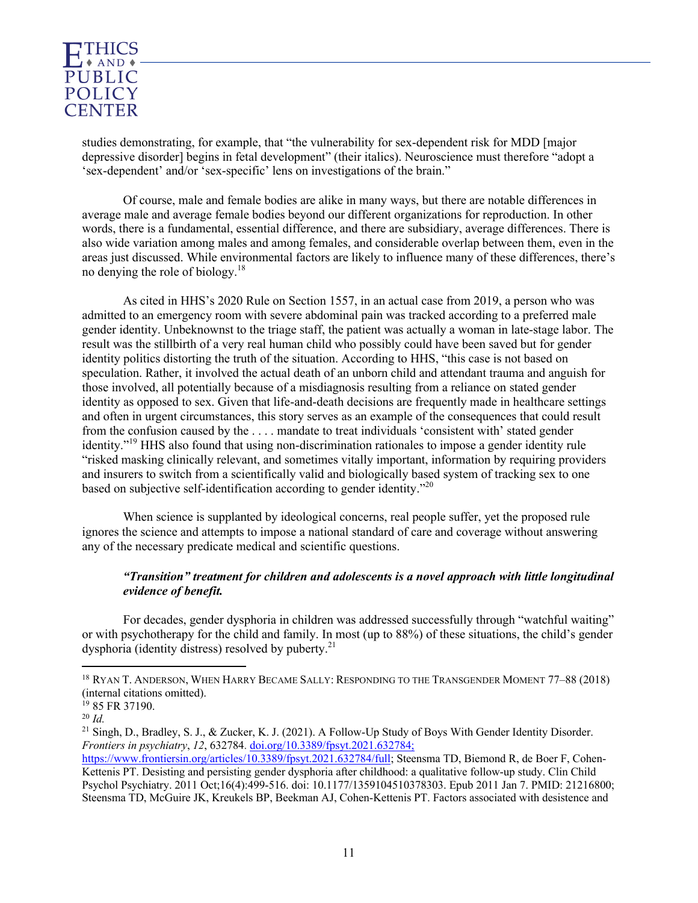studies demonstrating, for example, that "the vulnerability for sex-dependent risk for MDD [major depressive disorder] begins in fetal development" (their italics). Neuroscience must therefore "adopt a 'sex-dependent' and/or 'sex-specific' lens on investigations of the brain."

Of course, male and female bodies are alike in many ways, but there are notable differences in average male and average female bodies beyond our different organizations for reproduction. In other words, there is a fundamental, essential difference, and there are subsidiary, average differences. There is also wide variation among males and among females, and considerable overlap between them, even in the areas just discussed. While environmental factors are likely to influence many of these differences, there's no denying the role of biology.[18]

As cited in HHS's 2020 Rule on Section 1557, in an actual case from 2019, a person who was admitted to an emergency room with severe abdominal pain was tracked according to a preferred male gender identity. Unbeknownst to the triage staff, the patient was actually a woman in late-stage labor. The result was the stillbirth of a very real human child who possibly could have been saved but for gender identity politics distorting the truth of the situation. According to HHS, "this case is not based on speculation. Rather, it involved the actual death of an unborn child and attendant trauma and anguish for those involved, all potentially because of a misdiagnosis resulting from a reliance on stated gender identity as opposed to sex. Given that life-and-death decisions are frequently made in healthcare settings and often in urgent circumstances, this story serves as an example of the consequences that could result from the confusion caused by the . . . . mandate to treat individuals 'consistent with' stated gender identity."[19] HHS also found that using non-discrimination rationales to impose a gender identity rule "risked masking clinically relevant, and sometimes vitally important, information by requiring providers and insurers to switch from a scientifically valid and biologically based system of tracking sex to one based on subjective self-identification according to gender identity."[20]

When science is supplanted by ideological concerns, real people suffer, yet the proposed rule ignores the science and attempts to impose a national standard of care and coverage without answering any of the necessary predicate medical and scientific questions.

***"Transition" treatment for children and adolescents is a novel approach with little longitudinal evidence of benefit.***

For decades, gender dysphoria in children was addressed successfully through "watchful waiting" or with psychotherapy for the child and family. In most (up to 88%) of these situations, the child's gender dysphoria (identity distress) resolved by puberty.[21]

---

[18] Ryan T. Anderson, When Harry Became Sally: Responding to the Transgender Moment 77–88 (2018) (internal citations omitted).

[19] 85 FR 37190.

[20] *Id.*

[21] Singh, D., Bradley, S. J., & Zucker, K. J. (2021). A Follow-Up Study of Boys With Gender Identity Disorder. *Frontiers in psychiatry*, *12*, 632784. doi.org/10.3389/fpsyt.2021.632784; https://www.frontiersin.org/articles/10.3389/fpsyt.2021.632784/full; Steensma TD, Biemond R, de Boer F, Cohen-Kettenis PT. Desisting and persisting gender dysphoria after childhood: a qualitative follow-up study. Clin Child Psychol Psychiatry. 2011 Oct;16(4):499-516. doi: 10.1177/1359104510378303. Epub 2011 Jan 7. PMID: 21216800; Steensma TD, McGuire JK, Kreukels BP, Beekman AJ, Cohen-Kettenis PT. Factors associated with desistence and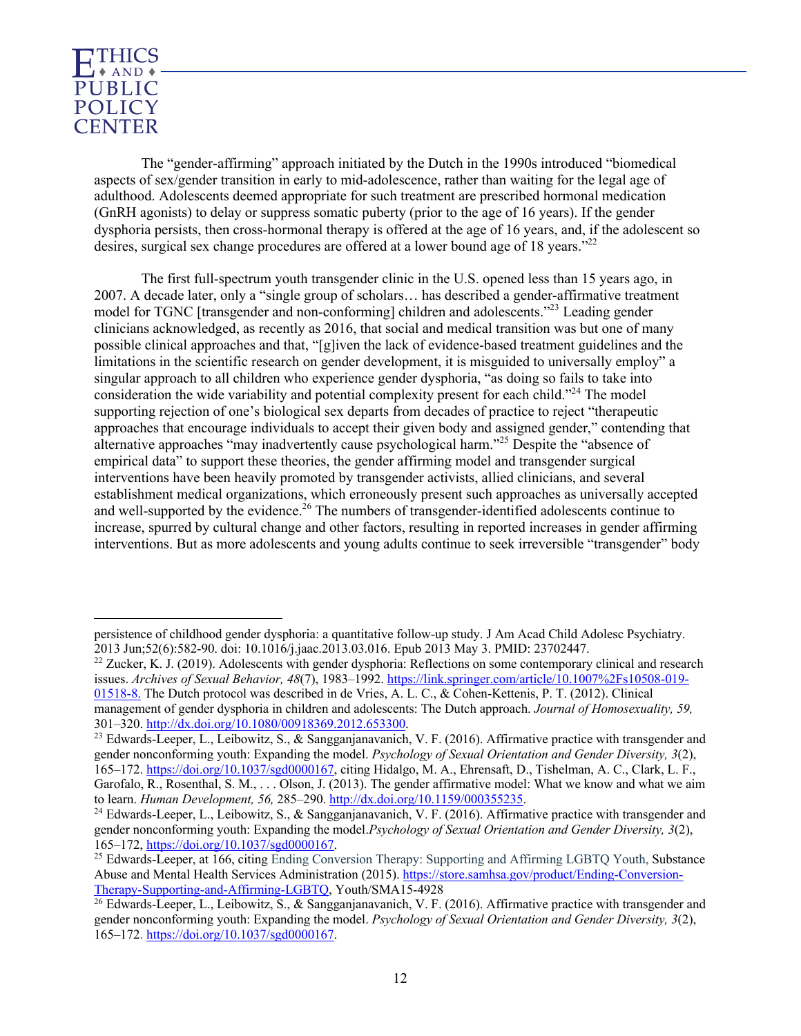The "gender-affirming" approach initiated by the Dutch in the 1990s introduced "biomedical aspects of sex/gender transition in early to mid-adolescence, rather than waiting for the legal age of adulthood. Adolescents deemed appropriate for such treatment are prescribed hormonal medication (GnRH agonists) to delay or suppress somatic puberty (prior to the age of 16 years). If the gender dysphoria persists, then cross-hormonal therapy is offered at the age of 16 years, and, if the adolescent so desires, surgical sex change procedures are offered at a lower bound age of 18 years."[22]

The first full-spectrum youth transgender clinic in the U.S. opened less than 15 years ago, in 2007. A decade later, only a "single group of scholars… has described a gender-affirmative treatment model for TGNC [transgender and non-conforming] children and adolescents."[23] Leading gender clinicians acknowledged, as recently as 2016, that social and medical transition was but one of many possible clinical approaches and that, "[g]iven the lack of evidence-based treatment guidelines and the limitations in the scientific research on gender development, it is misguided to universally employ" a singular approach to all children who experience gender dysphoria, "as doing so fails to take into consideration the wide variability and potential complexity present for each child."[24] The model supporting rejection of one's biological sex departs from decades of practice to reject "therapeutic approaches that encourage individuals to accept their given body and assigned gender," contending that alternative approaches "may inadvertently cause psychological harm."[25] Despite the "absence of empirical data" to support these theories, the gender affirming model and transgender surgical interventions have been heavily promoted by transgender activists, allied clinicians, and several establishment medical organizations, which erroneously present such approaches as universally accepted and well-supported by the evidence.[26] The numbers of transgender-identified adolescents continue to increase, spurred by cultural change and other factors, resulting in reported increases in gender affirming interventions. But as more adolescents and young adults continue to seek irreversible "transgender" body

---

persistence of childhood gender dysphoria: a quantitative follow-up study. J Am Acad Child Adolesc Psychiatry. 2013 Jun;52(6):582-90. doi: 10.1016/j.jaac.2013.03.016. Epub 2013 May 3. PMID: 23702447.

[22] Zucker, K. J. (2019). Adolescents with gender dysphoria: Reflections on some contemporary clinical and research issues. *Archives of Sexual Behavior, 48*(7), 1983–1992. https://link.springer.com/article/10.1007%2Fs10508-019-01518-8. The Dutch protocol was described in de Vries, A. L. C., & Cohen-Kettenis, P. T. (2012). Clinical management of gender dysphoria in children and adolescents: The Dutch approach. *Journal of Homosexuality, 59,* 301–320. http://dx.doi.org/10.1080/00918369.2012.653300.

[23] Edwards-Leeper, L., Leibowitz, S., & Sangganjanavanich, V. F. (2016). Affirmative practice with transgender and gender nonconforming youth: Expanding the model. *Psychology of Sexual Orientation and Gender Diversity, 3*(2), 165–172. https://doi.org/10.1037/sgd0000167, citing Hidalgo, M. A., Ehrensaft, D., Tishelman, A. C., Clark, L. F., Garofalo, R., Rosenthal, S. M., . . . Olson, J. (2013). The gender affirmative model: What we know and what we aim to learn. *Human Development, 56,* 285–290. http://dx.doi.org/10.1159/000355235.

[24] Edwards-Leeper, L., Leibowitz, S., & Sangganjanavanich, V. F. (2016). Affirmative practice with transgender and gender nonconforming youth: Expanding the model.*Psychology of Sexual Orientation and Gender Diversity, 3*(2), 165–172, https://doi.org/10.1037/sgd0000167.

[25] Edwards-Leeper, at 166, citing Ending Conversion Therapy: Supporting and Affirming LGBTQ Youth, Substance Abuse and Mental Health Services Administration (2015). https://store.samhsa.gov/product/Ending-Conversion-Therapy-Supporting-and-Affirming-LGBTQ, Youth/SMA15-4928

[26] Edwards-Leeper, L., Leibowitz, S., & Sangganjanavanich, V. F. (2016). Affirmative practice with transgender and gender nonconforming youth: Expanding the model. *Psychology of Sexual Orientation and Gender Diversity, 3*(2), 165–172. https://doi.org/10.1037/sgd0000167.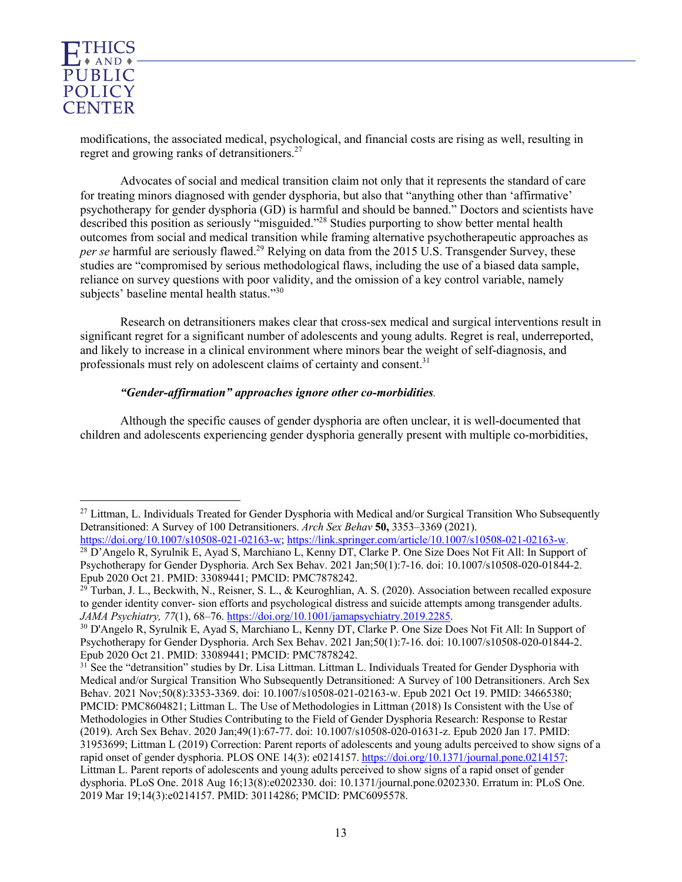modifications, the associated medical, psychological, and financial costs are rising as well, resulting in regret and growing ranks of detransitioners.[27]

Advocates of social and medical transition claim not only that it represents the standard of care for treating minors diagnosed with gender dysphoria, but also that "anything other than 'affirmative' psychotherapy for gender dysphoria (GD) is harmful and should be banned." Doctors and scientists have described this position as seriously "misguided."[28] Studies purporting to show better mental health outcomes from social and medical transition while framing alternative psychotherapeutic approaches as *per se* harmful are seriously flawed.[29] Relying on data from the 2015 U.S. Transgender Survey, these studies are "compromised by serious methodological flaws, including the use of a biased data sample, reliance on survey questions with poor validity, and the omission of a key control variable, namely subjects' baseline mental health status."[30]

Research on detransitioners makes clear that cross-sex medical and surgical interventions result in significant regret for a significant number of adolescents and young adults. Regret is real, underreported, and likely to increase in a clinical environment where minors bear the weight of self-diagnosis, and professionals must rely on adolescent claims of certainty and consent.[31]

***"Gender-affirmation" approaches ignore other co-morbidities.***

Although the specific causes of gender dysphoria are often unclear, it is well-documented that children and adolescents experiencing gender dysphoria generally present with multiple co-morbidities,

---

[27] Littman, L. Individuals Treated for Gender Dysphoria with Medical and/or Surgical Transition Who Subsequently Detransitioned: A Survey of 100 Detransitioners. *Arch Sex Behav* **50,** 3353–3369 (2021). https://doi.org/10.1007/s10508-021-02163-w; https://link.springer.com/article/10.1007/s10508-021-02163-w.

[28] D'Angelo R, Syrulnik E, Ayad S, Marchiano L, Kenny DT, Clarke P. One Size Does Not Fit All: In Support of Psychotherapy for Gender Dysphoria. Arch Sex Behav. 2021 Jan;50(1):7-16. doi: 10.1007/s10508-020-01844-2. Epub 2020 Oct 21. PMID: 33089441; PMCID: PMC7878242.

[29] Turban, J. L., Beckwith, N., Reisner, S. L., & Keuroghlian, A. S. (2020). Association between recalled exposure to gender identity conver- sion efforts and psychological distress and suicide attempts among transgender adults. *JAMA Psychiatry, 77*(1), 68–76. https://doi.org/10.1001/jamapsychiatry.2019.2285.

[30] D'Angelo R, Syrulnik E, Ayad S, Marchiano L, Kenny DT, Clarke P. One Size Does Not Fit All: In Support of Psychotherapy for Gender Dysphoria. Arch Sex Behav. 2021 Jan;50(1):7-16. doi: 10.1007/s10508-020-01844-2. Epub 2020 Oct 21. PMID: 33089441; PMCID: PMC7878242.

[31] See the "detransition" studies by Dr. Lisa Littman. Littman L. Individuals Treated for Gender Dysphoria with Medical and/or Surgical Transition Who Subsequently Detransitioned: A Survey of 100 Detransitioners. Arch Sex Behav. 2021 Nov;50(8):3353-3369. doi: 10.1007/s10508-021-02163-w. Epub 2021 Oct 19. PMID: 34665380; PMCID: PMC8604821; Littman L. The Use of Methodologies in Littman (2018) Is Consistent with the Use of Methodologies in Other Studies Contributing to the Field of Gender Dysphoria Research: Response to Restar (2019). Arch Sex Behav. 2020 Jan;49(1):67-77. doi: 10.1007/s10508-020-01631-z. Epub 2020 Jan 17. PMID: 31953699; Littman L (2019) Correction: Parent reports of adolescents and young adults perceived to show signs of a rapid onset of gender dysphoria. PLOS ONE 14(3): e0214157. https://doi.org/10.1371/journal.pone.0214157; Littman L. Parent reports of adolescents and young adults perceived to show signs of a rapid onset of gender dysphoria. PLoS One. 2018 Aug 16;13(8):e0202330. doi: 10.1371/journal.pone.0202330. Erratum in: PLoS One. 2019 Mar 19;14(3):e0214157. PMID: 30114286; PMCID: PMC6095578.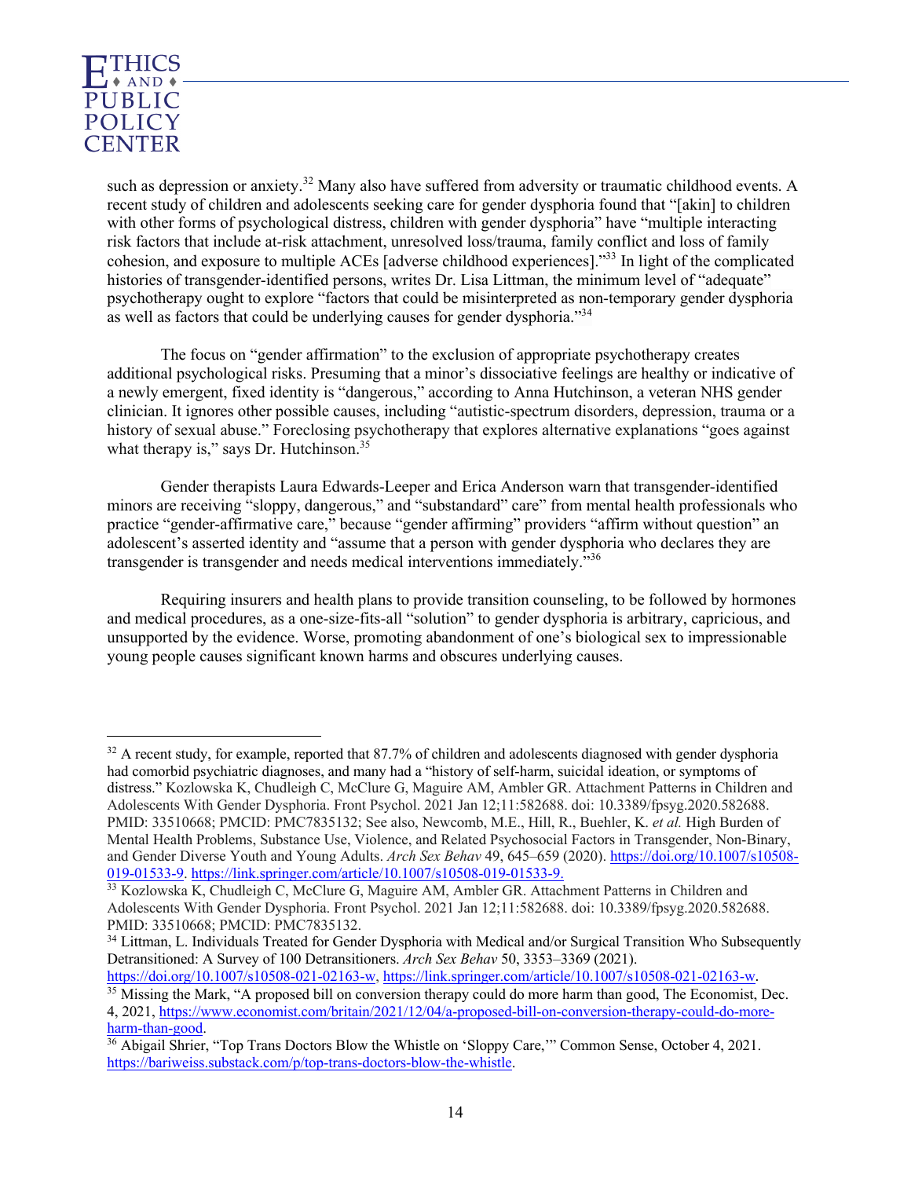such as depression or anxiety.[32] Many also have suffered from adversity or traumatic childhood events. A recent study of children and adolescents seeking care for gender dysphoria found that "[akin] to children with other forms of psychological distress, children with gender dysphoria" have "multiple interacting risk factors that include at-risk attachment, unresolved loss/trauma, family conflict and loss of family cohesion, and exposure to multiple ACEs [adverse childhood experiences]."[33] In light of the complicated histories of transgender-identified persons, writes Dr. Lisa Littman, the minimum level of "adequate" psychotherapy ought to explore "factors that could be misinterpreted as non-temporary gender dysphoria as well as factors that could be underlying causes for gender dysphoria."[34]

The focus on "gender affirmation" to the exclusion of appropriate psychotherapy creates additional psychological risks. Presuming that a minor's dissociative feelings are healthy or indicative of a newly emergent, fixed identity is "dangerous," according to Anna Hutchinson, a veteran NHS gender clinician. It ignores other possible causes, including "autistic-spectrum disorders, depression, trauma or a history of sexual abuse." Foreclosing psychotherapy that explores alternative explanations "goes against what therapy is," says Dr. Hutchinson.[35]

Gender therapists Laura Edwards-Leeper and Erica Anderson warn that transgender-identified minors are receiving "sloppy, dangerous," and "substandard" care" from mental health professionals who practice "gender-affirmative care," because "gender affirming" providers "affirm without question" an adolescent's asserted identity and "assume that a person with gender dysphoria who declares they are transgender is transgender and needs medical interventions immediately."[36]

Requiring insurers and health plans to provide transition counseling, to be followed by hormones and medical procedures, as a one-size-fits-all "solution" to gender dysphoria is arbitrary, capricious, and unsupported by the evidence. Worse, promoting abandonment of one's biological sex to impressionable young people causes significant known harms and obscures underlying causes.

---

[32] A recent study, for example, reported that 87.7% of children and adolescents diagnosed with gender dysphoria had comorbid psychiatric diagnoses, and many had a "history of self-harm, suicidal ideation, or symptoms of distress." Kozlowska K, Chudleigh C, McClure G, Maguire AM, Ambler GR. Attachment Patterns in Children and Adolescents With Gender Dysphoria. Front Psychol. 2021 Jan 12;11:582688. doi: 10.3389/fpsyg.2020.582688. PMID: 33510668; PMCID: PMC7835132; See also, Newcomb, M.E., Hill, R., Buehler, K. *et al.* High Burden of Mental Health Problems, Substance Use, Violence, and Related Psychosocial Factors in Transgender, Non-Binary, and Gender Diverse Youth and Young Adults. *Arch Sex Behav* 49, 645–659 (2020). https://doi.org/10.1007/s10508-019-01533-9. https://link.springer.com/article/10.1007/s10508-019-01533-9.

[33] Kozlowska K, Chudleigh C, McClure G, Maguire AM, Ambler GR. Attachment Patterns in Children and Adolescents With Gender Dysphoria. Front Psychol. 2021 Jan 12;11:582688. doi: 10.3389/fpsyg.2020.582688. PMID: 33510668; PMCID: PMC7835132.

[34] Littman, L. Individuals Treated for Gender Dysphoria with Medical and/or Surgical Transition Who Subsequently Detransitioned: A Survey of 100 Detransitioners. *Arch Sex Behav* 50, 3353–3369 (2021). https://doi.org/10.1007/s10508-021-02163-w, https://link.springer.com/article/10.1007/s10508-021-02163-w.

[35] Missing the Mark, "A proposed bill on conversion therapy could do more harm than good, The Economist, Dec. 4, 2021, https://www.economist.com/britain/2021/12/04/a-proposed-bill-on-conversion-therapy-could-do-more-harm-than-good.

[36] Abigail Shrier, "Top Trans Doctors Blow the Whistle on 'Sloppy Care,'" Common Sense, October 4, 2021. https://bariweiss.substack.com/p/top-trans-doctors-blow-the-whistle.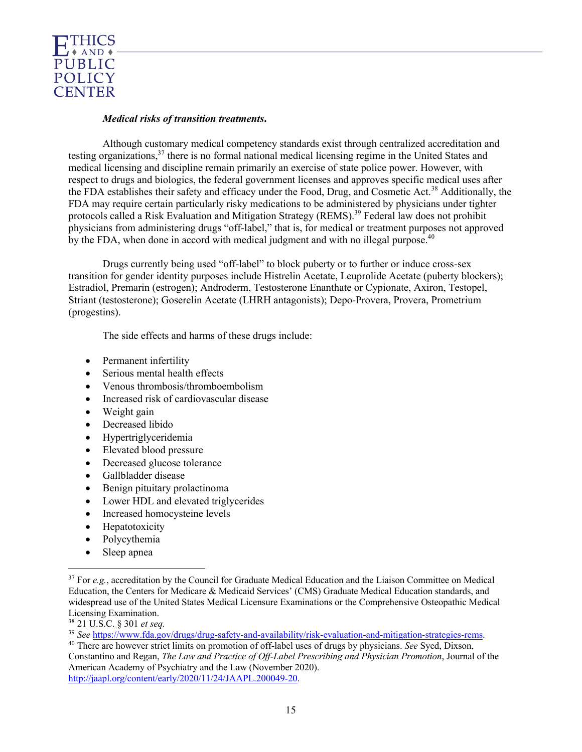***Medical risks of transition treatments.***

Although customary medical competency standards exist through centralized accreditation and testing organizations,[37] there is no formal national medical licensing regime in the United States and medical licensing and discipline remain primarily an exercise of state police power. However, with respect to drugs and biologics, the federal government licenses and approves specific medical uses after the FDA establishes their safety and efficacy under the Food, Drug, and Cosmetic Act.[38] Additionally, the FDA may require certain particularly risky medications to be administered by physicians under tighter protocols called a Risk Evaluation and Mitigation Strategy (REMS).[39] Federal law does not prohibit physicians from administering drugs "off-label," that is, for medical or treatment purposes not approved by the FDA, when done in accord with medical judgment and with no illegal purpose.[40]

Drugs currently being used "off-label" to block puberty or to further or induce cross-sex transition for gender identity purposes include Histrelin Acetate, Leuprolide Acetate (puberty blockers); Estradiol, Premarin (estrogen); Androderm, Testosterone Enanthate or Cypionate, Axiron, Testopel, Striant (testosterone); Goserelin Acetate (LHRH antagonists); Depo-Provera, Provera, Prometrium (progestins).

The side effects and harms of these drugs include:

- Permanent infertility
- Serious mental health effects
- Venous thrombosis/thromboembolism
- Increased risk of cardiovascular disease
- Weight gain
- Decreased libido
- Hypertriglyceridemia
- Elevated blood pressure
- Decreased glucose tolerance
- Gallbladder disease
- Benign pituitary prolactinoma
- Lower HDL and elevated triglycerides
- Increased homocysteine levels
- Hepatotoxicity
- Polycythemia
- Sleep apnea

---

[37] For *e.g.*, accreditation by the Council for Graduate Medical Education and the Liaison Committee on Medical Education, the Centers for Medicare & Medicaid Services' (CMS) Graduate Medical Education standards, and widespread use of the United States Medical Licensure Examinations or the Comprehensive Osteopathic Medical Licensing Examination.

[38] 21 U.S.C. § 301 *et seq.*

[39] *See* https://www.fda.gov/drugs/drug-safety-and-availability/risk-evaluation-and-mitigation-strategies-rems.

[40] There are however strict limits on promotion of off-label uses of drugs by physicians. *See* Syed, Dixson, Constantino and Regan, *The Law and Practice of Off-Label Prescribing and Physician Promotion*, Journal of the American Academy of Psychiatry and the Law (November 2020). http://jaapl.org/content/early/2020/11/24/JAAPL.200049-20.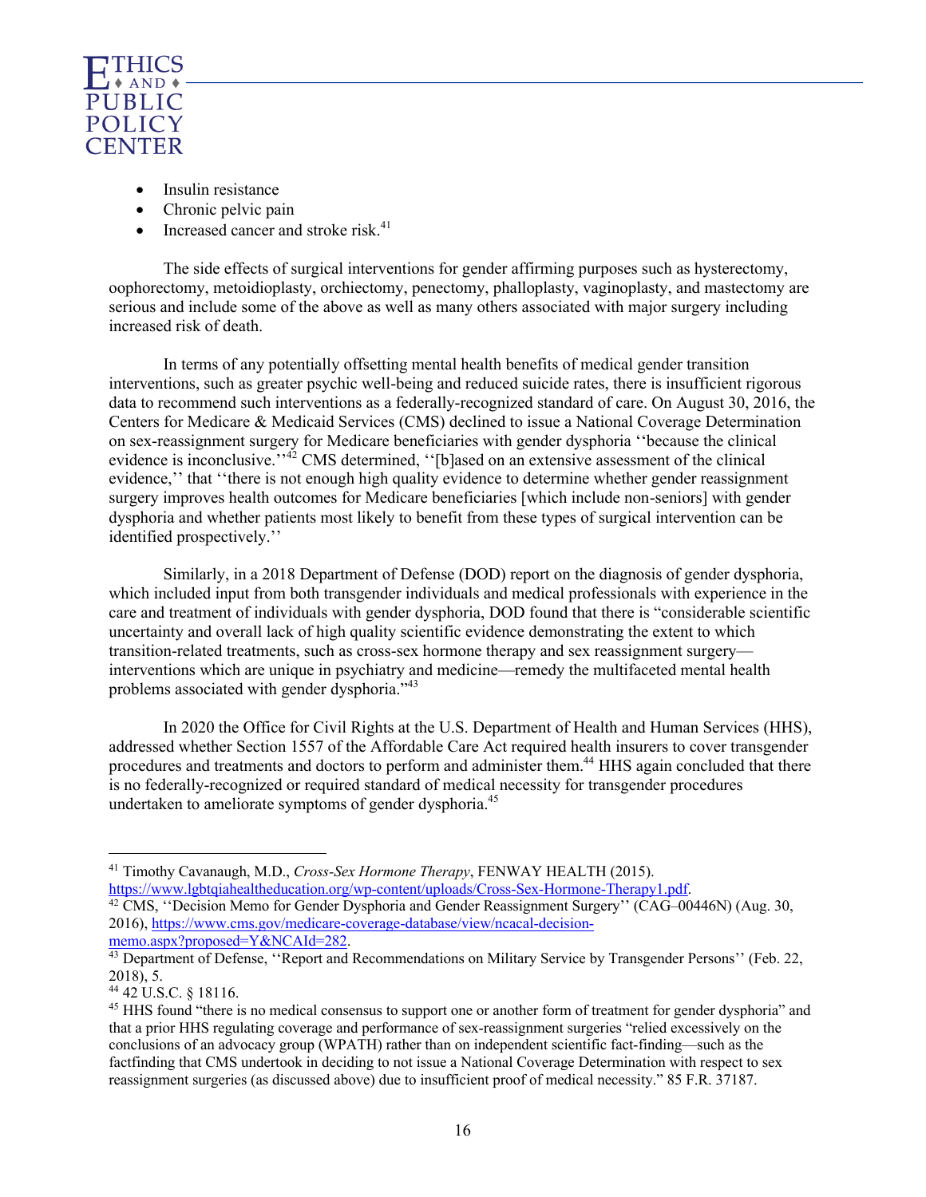- Insulin resistance
- Chronic pelvic pain
- Increased cancer and stroke risk.[41]

The side effects of surgical interventions for gender affirming purposes such as hysterectomy, oophorectomy, metoidioplasty, orchiectomy, penectomy, phalloplasty, vaginoplasty, and mastectomy are serious and include some of the above as well as many others associated with major surgery including increased risk of death.

In terms of any potentially offsetting mental health benefits of medical gender transition interventions, such as greater psychic well-being and reduced suicide rates, there is insufficient rigorous data to recommend such interventions as a federally-recognized standard of care. On August 30, 2016, the Centers for Medicare & Medicaid Services (CMS) declined to issue a National Coverage Determination on sex-reassignment surgery for Medicare beneficiaries with gender dysphoria ''because the clinical evidence is inconclusive.''[42] CMS determined, ''[b]ased on an extensive assessment of the clinical evidence,'' that ''there is not enough high quality evidence to determine whether gender reassignment surgery improves health outcomes for Medicare beneficiaries [which include non-seniors] with gender dysphoria and whether patients most likely to benefit from these types of surgical intervention can be identified prospectively.''

Similarly, in a 2018 Department of Defense (DOD) report on the diagnosis of gender dysphoria, which included input from both transgender individuals and medical professionals with experience in the care and treatment of individuals with gender dysphoria, DOD found that there is "considerable scientific uncertainty and overall lack of high quality scientific evidence demonstrating the extent to which transition-related treatments, such as cross-sex hormone therapy and sex reassignment surgery—interventions which are unique in psychiatry and medicine—remedy the multifaceted mental health problems associated with gender dysphoria."[43]

In 2020 the Office for Civil Rights at the U.S. Department of Health and Human Services (HHS), addressed whether Section 1557 of the Affordable Care Act required health insurers to cover transgender procedures and treatments and doctors to perform and administer them.[44] HHS again concluded that there is no federally-recognized or required standard of medical necessity for transgender procedures undertaken to ameliorate symptoms of gender dysphoria.[45]

---

[41] Timothy Cavanaugh, M.D., *Cross-Sex Hormone Therapy*, FENWAY HEALTH (2015). https://www.lgbtqiahealtheducation.org/wp-content/uploads/Cross-Sex-Hormone-Therapy1.pdf.

[42] CMS, ''Decision Memo for Gender Dysphoria and Gender Reassignment Surgery'' (CAG–00446N) (Aug. 30, 2016), https://www.cms.gov/medicare-coverage-database/view/ncacal-decision-memo.aspx?proposed=Y&NCAId=282.

[43] Department of Defense, ''Report and Recommendations on Military Service by Transgender Persons'' (Feb. 22, 2018), 5.

[44] 42 U.S.C. § 18116.

[45] HHS found "there is no medical consensus to support one or another form of treatment for gender dysphoria" and that a prior HHS regulating coverage and performance of sex-reassignment surgeries "relied excessively on the conclusions of an advocacy group (WPATH) rather than on independent scientific fact-finding—such as the factfinding that CMS undertook in deciding to not issue a National Coverage Determination with respect to sex reassignment surgeries (as discussed above) due to insufficient proof of medical necessity." 85 F.R. 37187.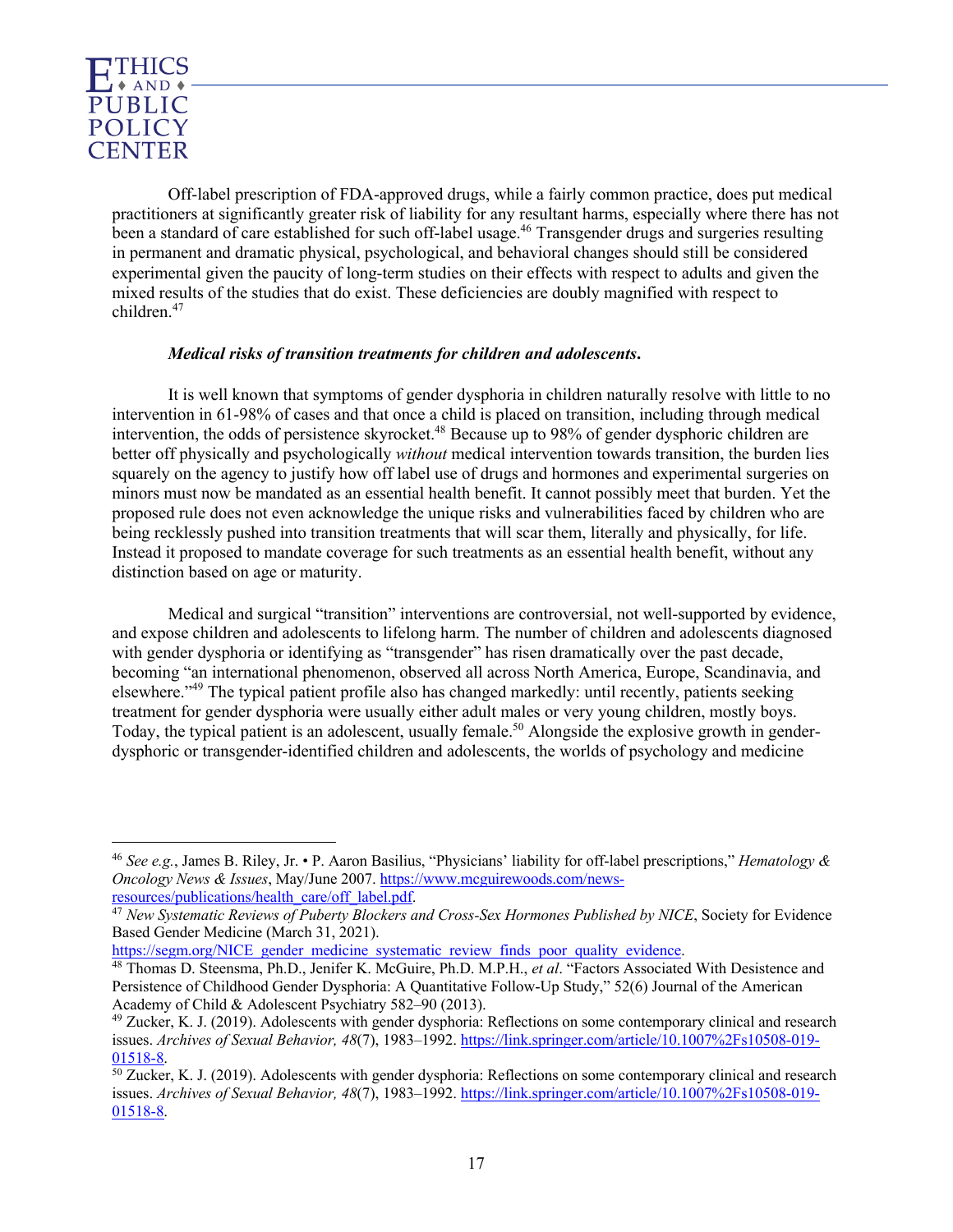Off-label prescription of FDA-approved drugs, while a fairly common practice, does put medical practitioners at significantly greater risk of liability for any resultant harms, especially where there has not been a standard of care established for such off-label usage.[46] Transgender drugs and surgeries resulting in permanent and dramatic physical, psychological, and behavioral changes should still be considered experimental given the paucity of long-term studies on their effects with respect to adults and given the mixed results of the studies that do exist. These deficiencies are doubly magnified with respect to children.[47]

***Medical risks of transition treatments for children and adolescents.***

It is well known that symptoms of gender dysphoria in children naturally resolve with little to no intervention in 61-98% of cases and that once a child is placed on transition, including through medical intervention, the odds of persistence skyrocket.[48] Because up to 98% of gender dysphoric children are better off physically and psychologically *without* medical intervention towards transition, the burden lies squarely on the agency to justify how off label use of drugs and hormones and experimental surgeries on minors must now be mandated as an essential health benefit. It cannot possibly meet that burden. Yet the proposed rule does not even acknowledge the unique risks and vulnerabilities faced by children who are being recklessly pushed into transition treatments that will scar them, literally and physically, for life. Instead it proposed to mandate coverage for such treatments as an essential health benefit, without any distinction based on age or maturity.

Medical and surgical "transition" interventions are controversial, not well-supported by evidence, and expose children and adolescents to lifelong harm. The number of children and adolescents diagnosed with gender dysphoria or identifying as "transgender" has risen dramatically over the past decade, becoming "an international phenomenon, observed all across North America, Europe, Scandinavia, and elsewhere."[49] The typical patient profile also has changed markedly: until recently, patients seeking treatment for gender dysphoria were usually either adult males or very young children, mostly boys. Today, the typical patient is an adolescent, usually female.[50] Alongside the explosive growth in gender-dysphoric or transgender-identified children and adolescents, the worlds of psychology and medicine

---

[46] *See e.g.*, James B. Riley, Jr. • P. Aaron Basilius, "Physicians' liability for off-label prescriptions," *Hematology & Oncology News & Issues*, May/June 2007. https://www.mcguirewoods.com/news-resources/publications/health_care/off_label.pdf.

[47] *New Systematic Reviews of Puberty Blockers and Cross-Sex Hormones Published by NICE*, Society for Evidence Based Gender Medicine (March 31, 2021). https://segm.org/NICE_gender_medicine_systematic_review_finds_poor_quality_evidence.

[48] Thomas D. Steensma, Ph.D., Jenifer K. McGuire, Ph.D. M.P.H., *et al*. "Factors Associated With Desistence and Persistence of Childhood Gender Dysphoria: A Quantitative Follow-Up Study," 52(6) Journal of the American Academy of Child & Adolescent Psychiatry 582–90 (2013).

[49] Zucker, K. J. (2019). Adolescents with gender dysphoria: Reflections on some contemporary clinical and research issues. *Archives of Sexual Behavior, 48*(7), 1983–1992. https://link.springer.com/article/10.1007%2Fs10508-019-01518-8.

[50] Zucker, K. J. (2019). Adolescents with gender dysphoria: Reflections on some contemporary clinical and research issues. *Archives of Sexual Behavior, 48*(7), 1983–1992. https://link.springer.com/article/10.1007%2Fs10508-019-01518-8.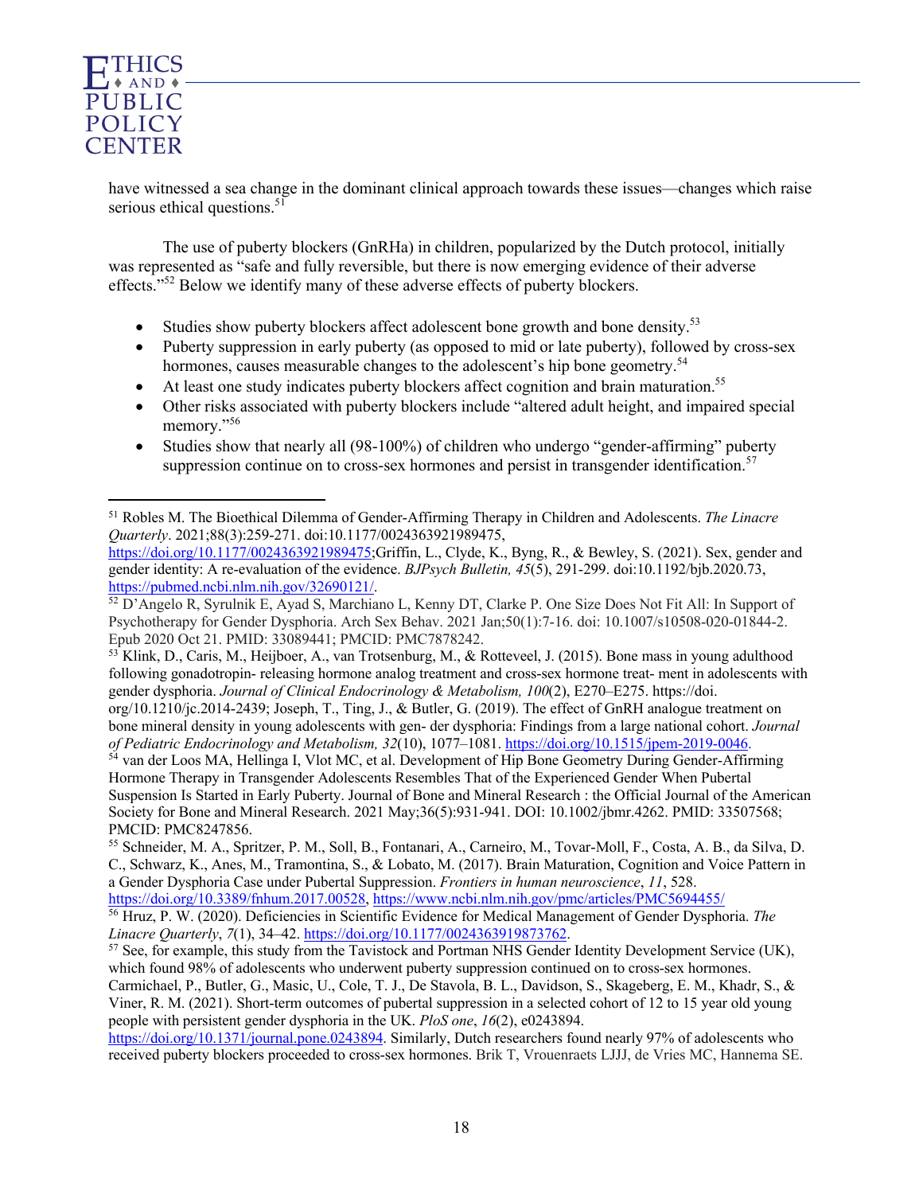have witnessed a sea change in the dominant clinical approach towards these issues—changes which raise serious ethical questions.[51]

The use of puberty blockers (GnRHa) in children, popularized by the Dutch protocol, initially was represented as "safe and fully reversible, but there is now emerging evidence of their adverse effects."[52] Below we identify many of these adverse effects of puberty blockers.

- Studies show puberty blockers affect adolescent bone growth and bone density.[53]
- Puberty suppression in early puberty (as opposed to mid or late puberty), followed by cross-sex hormones, causes measurable changes to the adolescent's hip bone geometry.[54]
- At least one study indicates puberty blockers affect cognition and brain maturation.[55]
- Other risks associated with puberty blockers include "altered adult height, and impaired special memory."[56]
- Studies show that nearly all (98-100%) of children who undergo "gender-affirming" puberty suppression continue on to cross-sex hormones and persist in transgender identification.[57]

---

[51] Robles M. The Bioethical Dilemma of Gender-Affirming Therapy in Children and Adolescents. *The Linacre Quarterly*. 2021;88(3):259-271. doi:10.1177/0024363921989475, https://doi.org/10.1177/0024363921989475;Griffin, L., Clyde, K., Byng, R., & Bewley, S. (2021). Sex, gender and gender identity: A re-evaluation of the evidence. *BJPsych Bulletin, 45*(5), 291-299. doi:10.1192/bjb.2020.73, https://pubmed.ncbi.nlm.nih.gov/32690121/.

[52] D'Angelo R, Syrulnik E, Ayad S, Marchiano L, Kenny DT, Clarke P. One Size Does Not Fit All: In Support of Psychotherapy for Gender Dysphoria. Arch Sex Behav. 2021 Jan;50(1):7-16. doi: 10.1007/s10508-020-01844-2. Epub 2020 Oct 21. PMID: 33089441; PMCID: PMC7878242.

[53] Klink, D., Caris, M., Heijboer, A., van Trotsenburg, M., & Rotteveel, J. (2015). Bone mass in young adulthood following gonadotropin- releasing hormone analog treatment and cross-sex hormone treat- ment in adolescents with gender dysphoria. *Journal of Clinical Endocrinology & Metabolism, 100*(2), E270–E275. https://doi.org/10.1210/jc.2014-2439; Joseph, T., Ting, J., & Butler, G. (2019). The effect of GnRH analogue treatment on bone mineral density in young adolescents with gen- der dysphoria: Findings from a large national cohort. *Journal of Pediatric Endocrinology and Metabolism, 32*(10), 1077–1081. https://doi.org/10.1515/jpem-2019-0046.

[54] van der Loos MA, Hellinga I, Vlot MC, et al. Development of Hip Bone Geometry During Gender-Affirming Hormone Therapy in Transgender Adolescents Resembles That of the Experienced Gender When Pubertal Suspension Is Started in Early Puberty. Journal of Bone and Mineral Research : the Official Journal of the American Society for Bone and Mineral Research. 2021 May;36(5):931-941. DOI: 10.1002/jbmr.4262. PMID: 33507568; PMCID: PMC8247856.

[55] Schneider, M. A., Spritzer, P. M., Soll, B., Fontanari, A., Carneiro, M., Tovar-Moll, F., Costa, A. B., da Silva, D. C., Schwarz, K., Anes, M., Tramontina, S., & Lobato, M. (2017). Brain Maturation, Cognition and Voice Pattern in a Gender Dysphoria Case under Pubertal Suppression. *Frontiers in human neuroscience*, *11*, 528. https://doi.org/10.3389/fnhum.2017.00528, https://www.ncbi.nlm.nih.gov/pmc/articles/PMC5694455/

[56] Hruz, P. W. (2020). Deficiencies in Scientific Evidence for Medical Management of Gender Dysphoria. *The Linacre Quarterly*, *7*(1), 34–42. https://doi.org/10.1177/0024363919873762.

[57] See, for example, this study from the Tavistock and Portman NHS Gender Identity Development Service (UK), which found 98% of adolescents who underwent puberty suppression continued on to cross-sex hormones. Carmichael, P., Butler, G., Masic, U., Cole, T. J., De Stavola, B. L., Davidson, S., Skageberg, E. M., Khadr, S., & Viner, R. M. (2021). Short-term outcomes of pubertal suppression in a selected cohort of 12 to 15 year old young people with persistent gender dysphoria in the UK. *PloS one*, *16*(2), e0243894. https://doi.org/10.1371/journal.pone.0243894. Similarly, Dutch researchers found nearly 97% of adolescents who received puberty blockers proceeded to cross-sex hormones. Brik T, Vrouenraets LJJJ, de Vries MC, Hannema SE.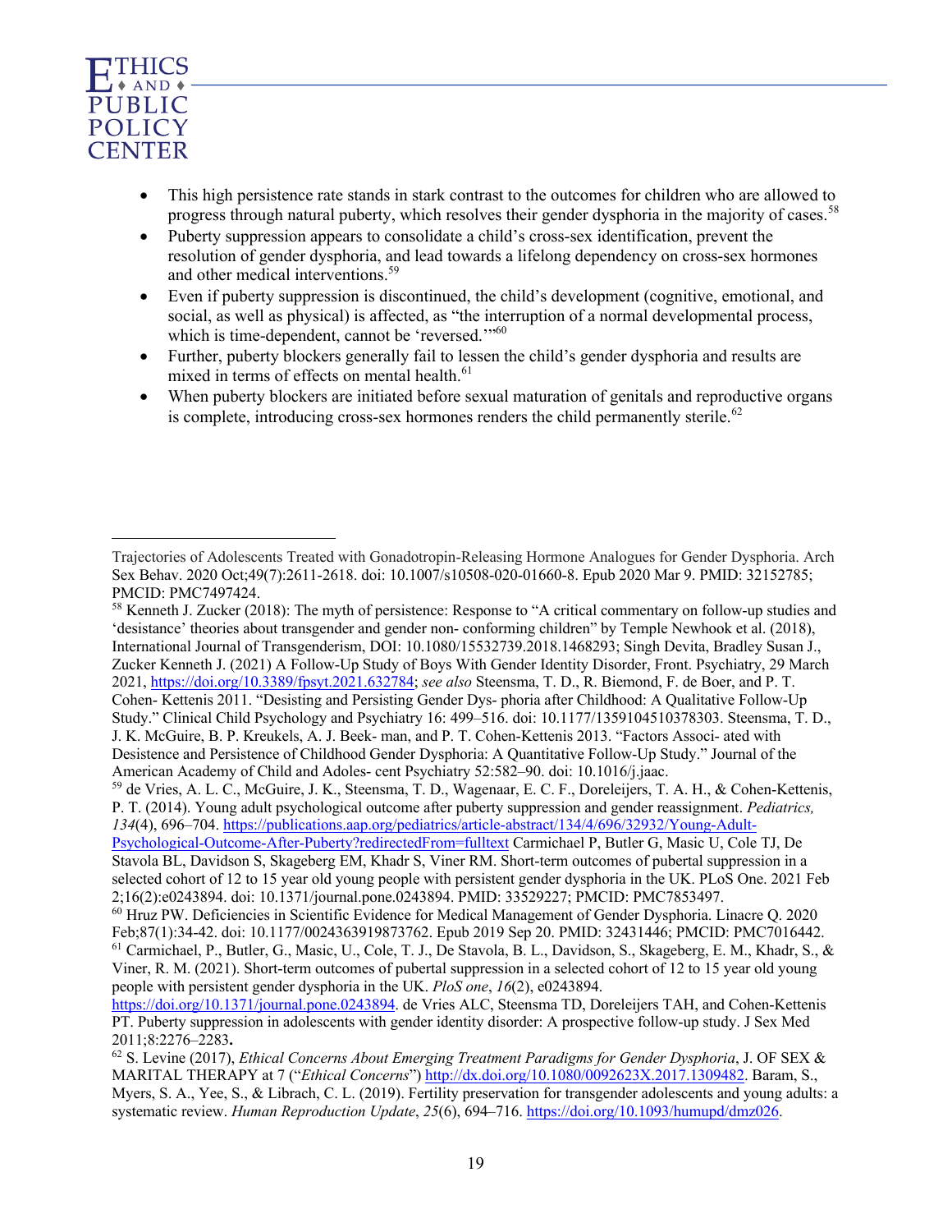- This high persistence rate stands in stark contrast to the outcomes for children who are allowed to progress through natural puberty, which resolves their gender dysphoria in the majority of cases.[58]
- Puberty suppression appears to consolidate a child's cross-sex identification, prevent the resolution of gender dysphoria, and lead towards a lifelong dependency on cross-sex hormones and other medical interventions.[59]
- Even if puberty suppression is discontinued, the child's development (cognitive, emotional, and social, as well as physical) is affected, as "the interruption of a normal developmental process, which is time-dependent, cannot be 'reversed.'"[60]
- Further, puberty blockers generally fail to lessen the child's gender dysphoria and results are mixed in terms of effects on mental health.[61]
- When puberty blockers are initiated before sexual maturation of genitals and reproductive organs is complete, introducing cross-sex hormones renders the child permanently sterile.[62]

---

Trajectories of Adolescents Treated with Gonadotropin-Releasing Hormone Analogues for Gender Dysphoria. Arch Sex Behav. 2020 Oct;49(7):2611-2618. doi: 10.1007/s10508-020-01660-8. Epub 2020 Mar 9. PMID: 32152785; PMCID: PMC7497424.

[58] Kenneth J. Zucker (2018): The myth of persistence: Response to "A critical commentary on follow-up studies and 'desistance' theories about transgender and gender non- conforming children" by Temple Newhook et al. (2018), International Journal of Transgenderism, DOI: 10.1080/15532739.2018.1468293; Singh Devita, Bradley Susan J., Zucker Kenneth J. (2021) A Follow-Up Study of Boys With Gender Identity Disorder, Front. Psychiatry, 29 March 2021, https://doi.org/10.3389/fpsyt.2021.632784; *see also* Steensma, T. D., R. Biemond, F. de Boer, and P. T. Cohen- Kettenis 2011. "Desisting and Persisting Gender Dys- phoria after Childhood: A Qualitative Follow-Up Study." Clinical Child Psychology and Psychiatry 16: 499–516. doi: 10.1177/1359104510378303. Steensma, T. D., J. K. McGuire, B. P. Kreukels, A. J. Beek- man, and P. T. Cohen-Kettenis 2013. "Factors Associ- ated with Desistence and Persistence of Childhood Gender Dysphoria: A Quantitative Follow-Up Study." Journal of the American Academy of Child and Adoles- cent Psychiatry 52:582–90. doi: 10.1016/j.jaac.

[59] de Vries, A. L. C., McGuire, J. K., Steensma, T. D., Wagenaar, E. C. F., Doreleijers, T. A. H., & Cohen-Kettenis, P. T. (2014). Young adult psychological outcome after puberty suppression and gender reassignment. *Pediatrics, 134*(4), 696–704. https://publications.aap.org/pediatrics/article-abstract/134/4/696/32932/Young-Adult-Psychological-Outcome-After-Puberty?redirectedFrom=fulltext Carmichael P, Butler G, Masic U, Cole TJ, De Stavola BL, Davidson S, Skageberg EM, Khadr S, Viner RM. Short-term outcomes of pubertal suppression in a selected cohort of 12 to 15 year old young people with persistent gender dysphoria in the UK. PLoS One. 2021 Feb 2;16(2):e0243894. doi: 10.1371/journal.pone.0243894. PMID: 33529227; PMCID: PMC7853497.

[60] Hruz PW. Deficiencies in Scientific Evidence for Medical Management of Gender Dysphoria. Linacre Q. 2020 Feb;87(1):34-42. doi: 10.1177/0024363919873762. Epub 2019 Sep 20. PMID: 32431446; PMCID: PMC7016442.

[61] Carmichael, P., Butler, G., Masic, U., Cole, T. J., De Stavola, B. L., Davidson, S., Skageberg, E. M., Khadr, S., & Viner, R. M. (2021). Short-term outcomes of pubertal suppression in a selected cohort of 12 to 15 year old young people with persistent gender dysphoria in the UK. *PloS one*, *16*(2), e0243894. https://doi.org/10.1371/journal.pone.0243894. de Vries ALC, Steensma TD, Doreleijers TAH, and Cohen-Kettenis PT. Puberty suppression in adolescents with gender identity disorder: A prospective follow-up study. J Sex Med 2011;8:2276–2283**.**

[62] S. Levine (2017), *Ethical Concerns About Emerging Treatment Paradigms for Gender Dysphoria*, J. OF SEX & MARITAL THERAPY at 7 ("*Ethical Concerns*") http://dx.doi.org/10.1080/0092623X.2017.1309482. Baram, S., Myers, S. A., Yee, S., & Librach, C. L. (2019). Fertility preservation for transgender adolescents and young adults: a systematic review. *Human Reproduction Update*, *25*(6), 694–716. https://doi.org/10.1093/humupd/dmz026.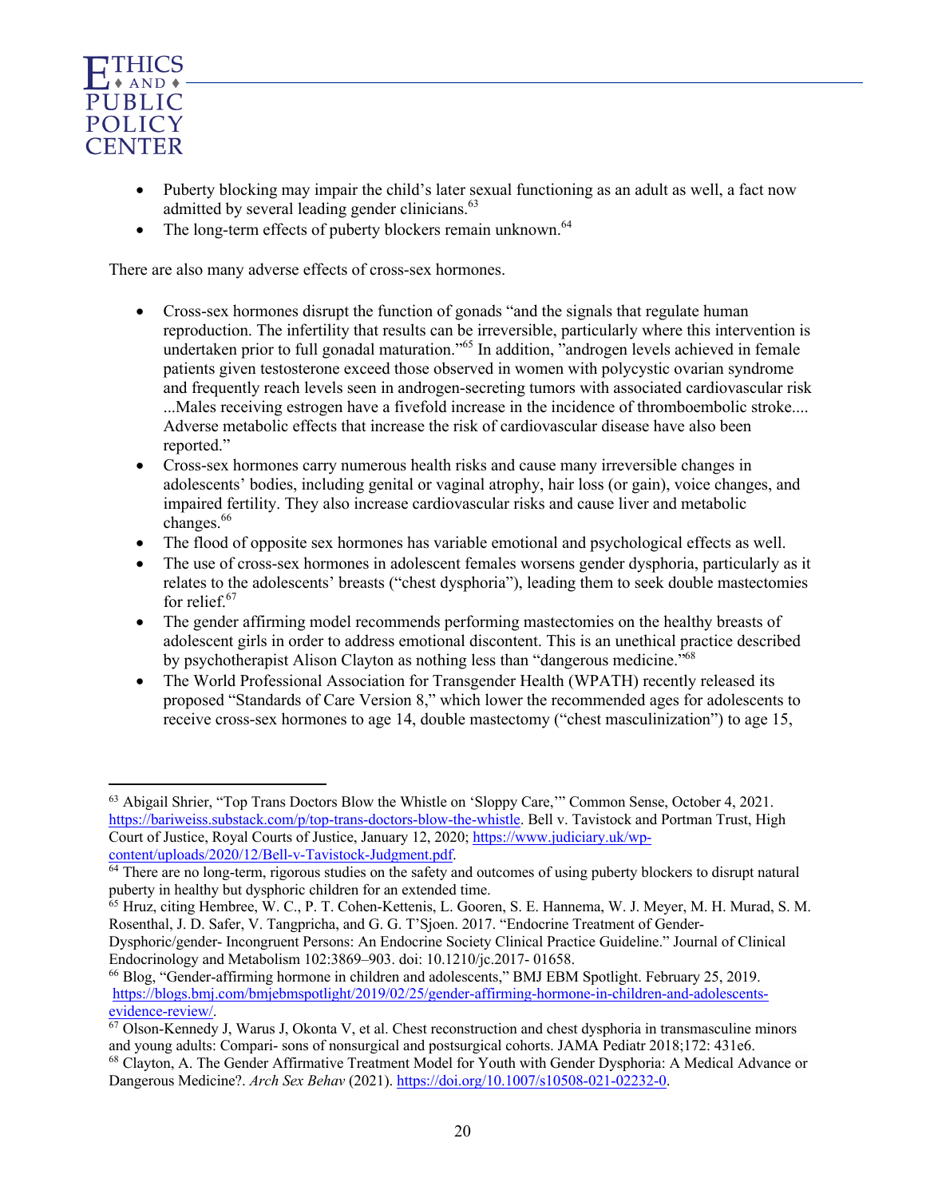- Puberty blocking may impair the child's later sexual functioning as an adult as well, a fact now admitted by several leading gender clinicians.[63]
- The long-term effects of puberty blockers remain unknown.[64]

There are also many adverse effects of cross-sex hormones.

- Cross-sex hormones disrupt the function of gonads "and the signals that regulate human reproduction. The infertility that results can be irreversible, particularly where this intervention is undertaken prior to full gonadal maturation."[65] In addition, "androgen levels achieved in female patients given testosterone exceed those observed in women with polycystic ovarian syndrome and frequently reach levels seen in androgen-secreting tumors with associated cardiovascular risk ...Males receiving estrogen have a fivefold increase in the incidence of thromboembolic stroke.... Adverse metabolic effects that increase the risk of cardiovascular disease have also been reported."
- Cross-sex hormones carry numerous health risks and cause many irreversible changes in adolescents' bodies, including genital or vaginal atrophy, hair loss (or gain), voice changes, and impaired fertility. They also increase cardiovascular risks and cause liver and metabolic changes.[66]
- The flood of opposite sex hormones has variable emotional and psychological effects as well.
- The use of cross-sex hormones in adolescent females worsens gender dysphoria, particularly as it relates to the adolescents' breasts ("chest dysphoria"), leading them to seek double mastectomies for relief.[67]
- The gender affirming model recommends performing mastectomies on the healthy breasts of adolescent girls in order to address emotional discontent. This is an unethical practice described by psychotherapist Alison Clayton as nothing less than "dangerous medicine."[68]
- The World Professional Association for Transgender Health (WPATH) recently released its proposed "Standards of Care Version 8," which lower the recommended ages for adolescents to receive cross-sex hormones to age 14, double mastectomy ("chest masculinization") to age 15,

---

[63] Abigail Shrier, "Top Trans Doctors Blow the Whistle on 'Sloppy Care,'" Common Sense, October 4, 2021. https://bariweiss.substack.com/p/top-trans-doctors-blow-the-whistle. Bell v. Tavistock and Portman Trust, High Court of Justice, Royal Courts of Justice, January 12, 2020; https://www.judiciary.uk/wp-content/uploads/2020/12/Bell-v-Tavistock-Judgment.pdf.

[64] There are no long-term, rigorous studies on the safety and outcomes of using puberty blockers to disrupt natural puberty in healthy but dysphoric children for an extended time.

[65] Hruz, citing Hembree, W. C., P. T. Cohen-Kettenis, L. Gooren, S. E. Hannema, W. J. Meyer, M. H. Murad, S. M. Rosenthal, J. D. Safer, V. Tangpricha, and G. G. T'Sjoen. 2017. "Endocrine Treatment of Gender-Dysphoric/gender- Incongruent Persons: An Endocrine Society Clinical Practice Guideline." Journal of Clinical Endocrinology and Metabolism 102:3869–903. doi: 10.1210/jc.2017- 01658.

[66] Blog, "Gender-affirming hormone in children and adolescents," BMJ EBM Spotlight. February 25, 2019. https://blogs.bmj.com/bmjebmspotlight/2019/02/25/gender-affirming-hormone-in-children-and-adolescents-evidence-review/.

[67] Olson-Kennedy J, Warus J, Okonta V, et al. Chest reconstruction and chest dysphoria in transmasculine minors and young adults: Compari- sons of nonsurgical and postsurgical cohorts. JAMA Pediatr 2018;172: 431e6.

[68] Clayton, A. The Gender Affirmative Treatment Model for Youth with Gender Dysphoria: A Medical Advance or Dangerous Medicine?. *Arch Sex Behav* (2021). https://doi.org/10.1007/s10508-021-02232-0.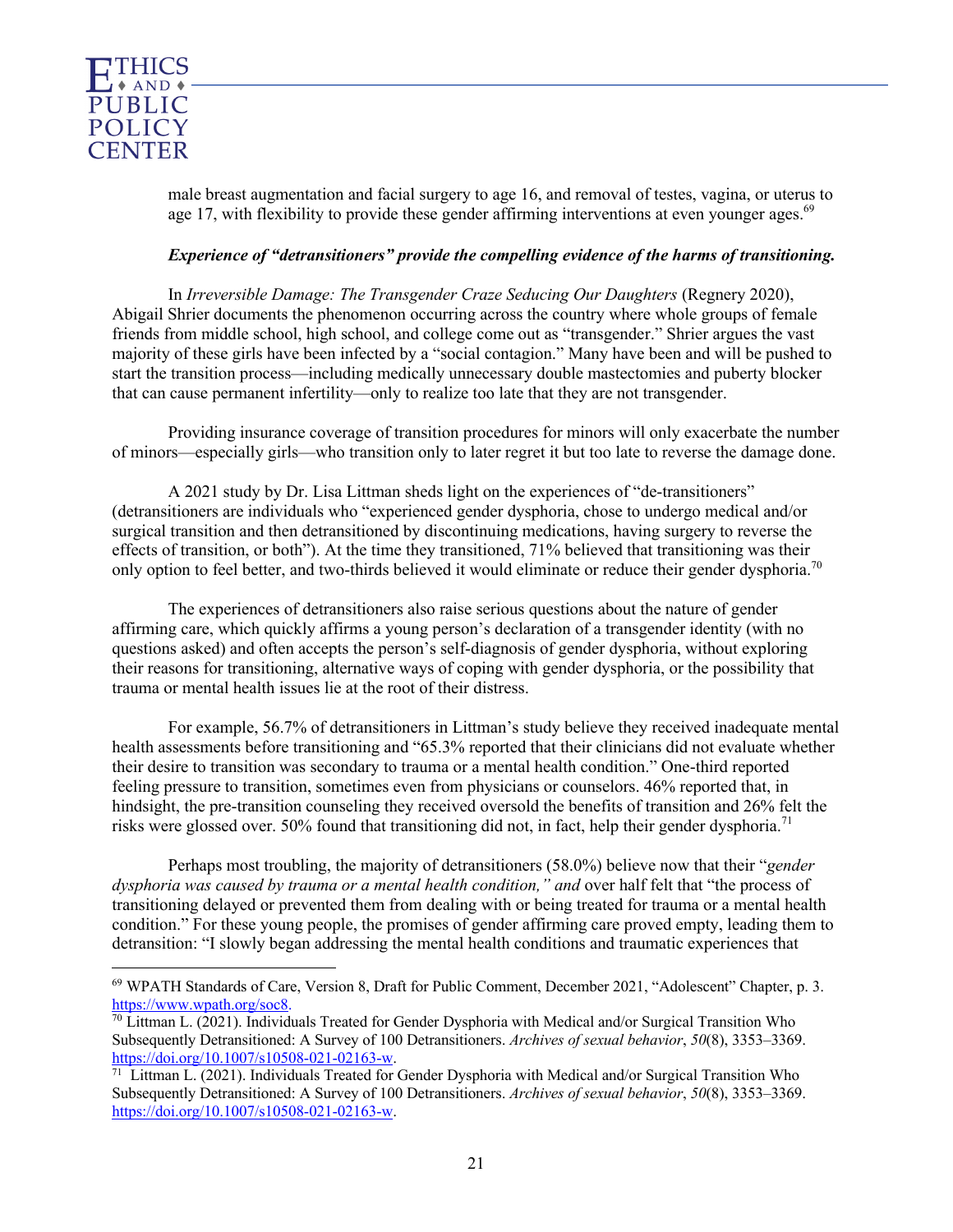male breast augmentation and facial surgery to age 16, and removal of testes, vagina, or uterus to age 17, with flexibility to provide these gender affirming interventions at even younger ages.[69]

***Experience of "detransitioners" provide the compelling evidence of the harms of transitioning.***

In *Irreversible Damage: The Transgender Craze Seducing Our Daughters* (Regnery 2020), Abigail Shrier documents the phenomenon occurring across the country where whole groups of female friends from middle school, high school, and college come out as "transgender." Shrier argues the vast majority of these girls have been infected by a "social contagion." Many have been and will be pushed to start the transition process—including medically unnecessary double mastectomies and puberty blocker that can cause permanent infertility—only to realize too late that they are not transgender.

Providing insurance coverage of transition procedures for minors will only exacerbate the number of minors—especially girls—who transition only to later regret it but too late to reverse the damage done.

A 2021 study by Dr. Lisa Littman sheds light on the experiences of "de-transitioners" (detransitioners are individuals who "experienced gender dysphoria, chose to undergo medical and/or surgical transition and then detransitioned by discontinuing medications, having surgery to reverse the effects of transition, or both"). At the time they transitioned, 71% believed that transitioning was their only option to feel better, and two-thirds believed it would eliminate or reduce their gender dysphoria.[70]

The experiences of detransitioners also raise serious questions about the nature of gender affirming care, which quickly affirms a young person's declaration of a transgender identity (with no questions asked) and often accepts the person's self-diagnosis of gender dysphoria, without exploring their reasons for transitioning, alternative ways of coping with gender dysphoria, or the possibility that trauma or mental health issues lie at the root of their distress.

For example, 56.7% of detransitioners in Littman's study believe they received inadequate mental health assessments before transitioning and "65.3% reported that their clinicians did not evaluate whether their desire to transition was secondary to trauma or a mental health condition." One-third reported feeling pressure to transition, sometimes even from physicians or counselors. 46% reported that, in hindsight, the pre-transition counseling they received oversold the benefits of transition and 26% felt the risks were glossed over. 50% found that transitioning did not, in fact, help their gender dysphoria.[71]

Perhaps most troubling, the majority of detransitioners (58.0%) believe now that their "*gender dysphoria was caused by trauma or a mental health condition," and* over half felt that "the process of transitioning delayed or prevented them from dealing with or being treated for trauma or a mental health condition." For these young people, the promises of gender affirming care proved empty, leading them to detransition: "I slowly began addressing the mental health conditions and traumatic experiences that

---

[69] WPATH Standards of Care, Version 8, Draft for Public Comment, December 2021, "Adolescent" Chapter, p. 3. https://www.wpath.org/soc8.

[70] Littman L. (2021). Individuals Treated for Gender Dysphoria with Medical and/or Surgical Transition Who Subsequently Detransitioned: A Survey of 100 Detransitioners. *Archives of sexual behavior*, *50*(8), 3353–3369. https://doi.org/10.1007/s10508-021-02163-w.

[71] Littman L. (2021). Individuals Treated for Gender Dysphoria with Medical and/or Surgical Transition Who Subsequently Detransitioned: A Survey of 100 Detransitioners. *Archives of sexual behavior*, *50*(8), 3353–3369. https://doi.org/10.1007/s10508-021-02163-w.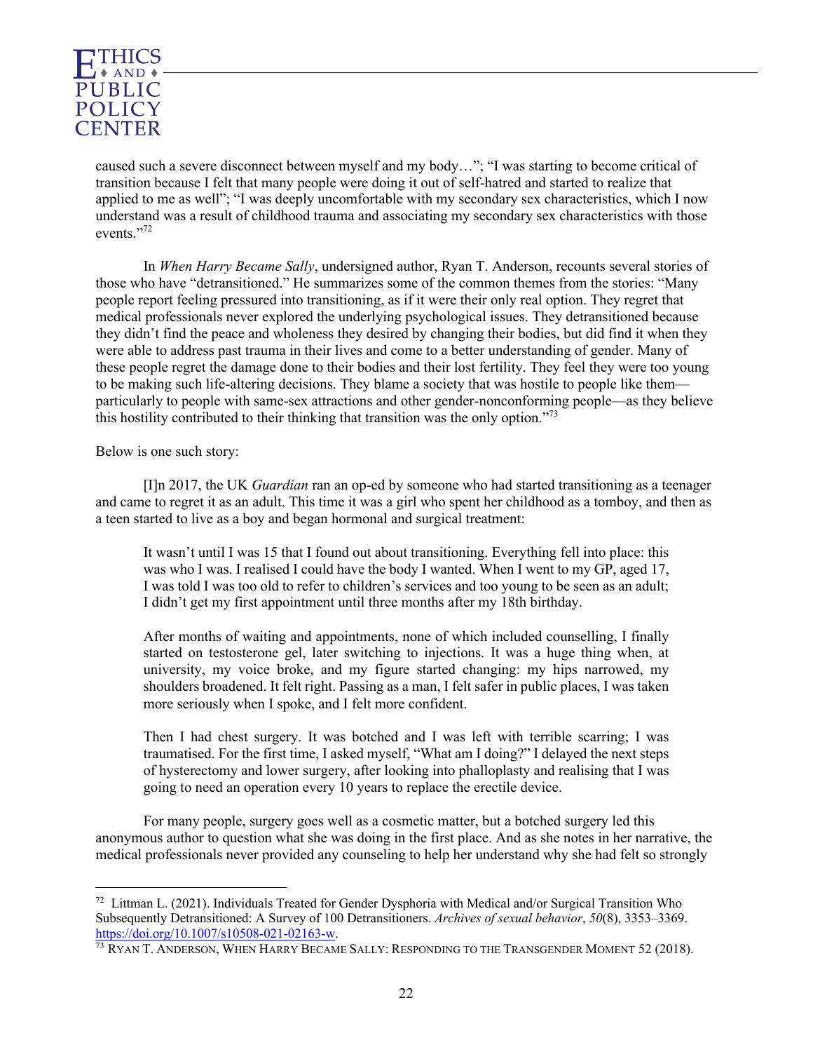caused such a severe disconnect between myself and my body…"; "I was starting to become critical of transition because I felt that many people were doing it out of self-hatred and started to realize that applied to me as well"; "I was deeply uncomfortable with my secondary sex characteristics, which I now understand was a result of childhood trauma and associating my secondary sex characteristics with those events."[72]

In *When Harry Became Sally*, undersigned author, Ryan T. Anderson, recounts several stories of those who have "detransitioned." He summarizes some of the common themes from the stories: "Many people report feeling pressured into transitioning, as if it were their only real option. They regret that medical professionals never explored the underlying psychological issues. They detransitioned because they didn't find the peace and wholeness they desired by changing their bodies, but did find it when they were able to address past trauma in their lives and come to a better understanding of gender. Many of these people regret the damage done to their bodies and their lost fertility. They feel they were too young to be making such life-altering decisions. They blame a society that was hostile to people like them—particularly to people with same-sex attractions and other gender-nonconforming people—as they believe this hostility contributed to their thinking that transition was the only option."[73]

Below is one such story:

[I]n 2017, the UK *Guardian* ran an op-ed by someone who had started transitioning as a teenager and came to regret it as an adult. This time it was a girl who spent her childhood as a tomboy, and then as a teen started to live as a boy and began hormonal and surgical treatment:

> It wasn't until I was 15 that I found out about transitioning. Everything fell into place: this was who I was. I realised I could have the body I wanted. When I went to my GP, aged 17, I was told I was too old to refer to children's services and too young to be seen as an adult; I didn't get my first appointment until three months after my 18th birthday.
>
> After months of waiting and appointments, none of which included counselling, I finally started on testosterone gel, later switching to injections. It was a huge thing when, at university, my voice broke, and my figure started changing: my hips narrowed, my shoulders broadened. It felt right. Passing as a man, I felt safer in public places, I was taken more seriously when I spoke, and I felt more confident.
>
> Then I had chest surgery. It was botched and I was left with terrible scarring; I was traumatised. For the first time, I asked myself, "What am I doing?" I delayed the next steps of hysterectomy and lower surgery, after looking into phalloplasty and realising that I was going to need an operation every 10 years to replace the erectile device.

For many people, surgery goes well as a cosmetic matter, but a botched surgery led this anonymous author to question what she was doing in the first place. And as she notes in her narrative, the medical professionals never provided any counseling to help her understand why she had felt so strongly

---

[72] Littman L. (2021). Individuals Treated for Gender Dysphoria with Medical and/or Surgical Transition Who Subsequently Detransitioned: A Survey of 100 Detransitioners. *Archives of sexual behavior*, *50*(8), 3353–3369. https://doi.org/10.1007/s10508-021-02163-w.

[73] RYAN T. ANDERSON, WHEN HARRY BECAME SALLY: RESPONDING TO THE TRANSGENDER MOMENT 52 (2018).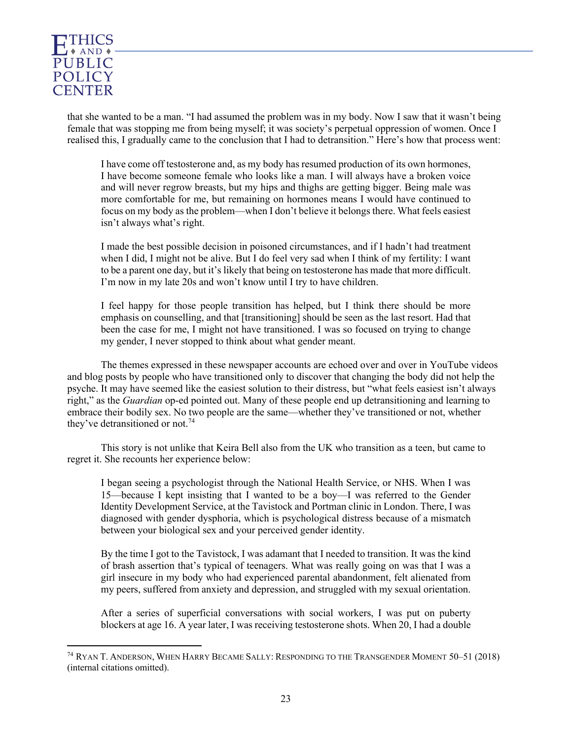that she wanted to be a man. "I had assumed the problem was in my body. Now I saw that it wasn't being female that was stopping me from being myself; it was society's perpetual oppression of women. Once I realised this, I gradually came to the conclusion that I had to detransition." Here's how that process went:

> I have come off testosterone and, as my body has resumed production of its own hormones, I have become someone female who looks like a man. I will always have a broken voice and will never regrow breasts, but my hips and thighs are getting bigger. Being male was more comfortable for me, but remaining on hormones means I would have continued to focus on my body as the problem—when I don't believe it belongs there. What feels easiest isn't always what's right.
>
> I made the best possible decision in poisoned circumstances, and if I hadn't had treatment when I did, I might not be alive. But I do feel very sad when I think of my fertility: I want to be a parent one day, but it's likely that being on testosterone has made that more difficult. I'm now in my late 20s and won't know until I try to have children.
>
> I feel happy for those people transition has helped, but I think there should be more emphasis on counselling, and that [transitioning] should be seen as the last resort. Had that been the case for me, I might not have transitioned. I was so focused on trying to change my gender, I never stopped to think about what gender meant.

The themes expressed in these newspaper accounts are echoed over and over in YouTube videos and blog posts by people who have transitioned only to discover that changing the body did not help the psyche. It may have seemed like the easiest solution to their distress, but "what feels easiest isn't always right," as the *Guardian* op-ed pointed out. Many of these people end up detransitioning and learning to embrace their bodily sex. No two people are the same—whether they've transitioned or not, whether they've detransitioned or not.[74]

This story is not unlike that Keira Bell also from the UK who transition as a teen, but came to regret it. She recounts her experience below:

> I began seeing a psychologist through the National Health Service, or NHS. When I was 15—because I kept insisting that I wanted to be a boy—I was referred to the Gender Identity Development Service, at the Tavistock and Portman clinic in London. There, I was diagnosed with gender dysphoria, which is psychological distress because of a mismatch between your biological sex and your perceived gender identity.
>
> By the time I got to the Tavistock, I was adamant that I needed to transition. It was the kind of brash assertion that's typical of teenagers. What was really going on was that I was a girl insecure in my body who had experienced parental abandonment, felt alienated from my peers, suffered from anxiety and depression, and struggled with my sexual orientation.
>
> After a series of superficial conversations with social workers, I was put on puberty blockers at age 16. A year later, I was receiving testosterone shots. When 20, I had a double

---

[74] RYAN T. ANDERSON, WHEN HARRY BECAME SALLY: RESPONDING TO THE TRANSGENDER MOMENT 50–51 (2018) (internal citations omitted).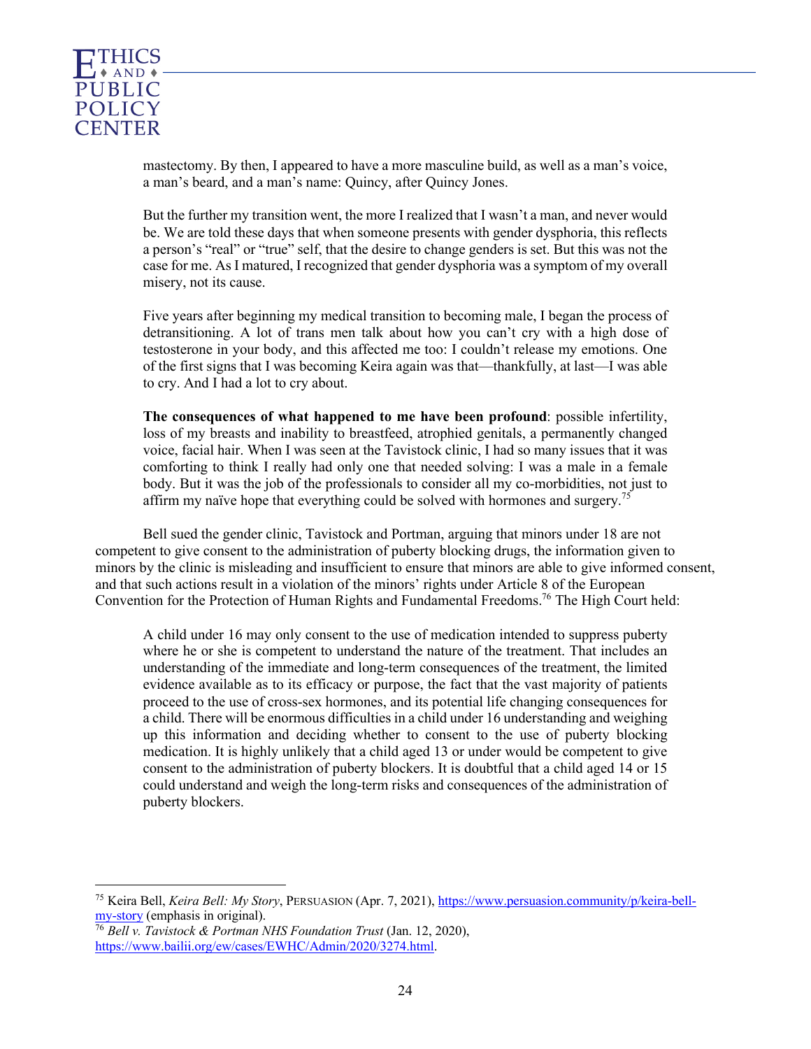> mastectomy. By then, I appeared to have a more masculine build, as well as a man's voice, a man's beard, and a man's name: Quincy, after Quincy Jones.
>
> But the further my transition went, the more I realized that I wasn't a man, and never would be. We are told these days that when someone presents with gender dysphoria, this reflects a person's "real" or "true" self, that the desire to change genders is set. But this was not the case for me. As I matured, I recognized that gender dysphoria was a symptom of my overall misery, not its cause.
>
> Five years after beginning my medical transition to becoming male, I began the process of detransitioning. A lot of trans men talk about how you can't cry with a high dose of testosterone in your body, and this affected me too: I couldn't release my emotions. One of the first signs that I was becoming Keira again was that—thankfully, at last—I was able to cry. And I had a lot to cry about.
>
> **The consequences of what happened to me have been profound**: possible infertility, loss of my breasts and inability to breastfeed, atrophied genitals, a permanently changed voice, facial hair. When I was seen at the Tavistock clinic, I had so many issues that it was comforting to think I really had only one that needed solving: I was a male in a female body. But it was the job of the professionals to consider all my co-morbidities, not just to affirm my naïve hope that everything could be solved with hormones and surgery.[75]

Bell sued the gender clinic, Tavistock and Portman, arguing that minors under 18 are not competent to give consent to the administration of puberty blocking drugs, the information given to minors by the clinic is misleading and insufficient to ensure that minors are able to give informed consent, and that such actions result in a violation of the minors' rights under Article 8 of the European Convention for the Protection of Human Rights and Fundamental Freedoms.[76] The High Court held:

> A child under 16 may only consent to the use of medication intended to suppress puberty where he or she is competent to understand the nature of the treatment. That includes an understanding of the immediate and long-term consequences of the treatment, the limited evidence available as to its efficacy or purpose, the fact that the vast majority of patients proceed to the use of cross-sex hormones, and its potential life changing consequences for a child. There will be enormous difficulties in a child under 16 understanding and weighing up this information and deciding whether to consent to the use of puberty blocking medication. It is highly unlikely that a child aged 13 or under would be competent to give consent to the administration of puberty blockers. It is doubtful that a child aged 14 or 15 could understand and weigh the long-term risks and consequences of the administration of puberty blockers.

---

[75] Keira Bell, *Keira Bell: My Story*, PERSUASION (Apr. 7, 2021), https://www.persuasion.community/p/keira-bell-my-story (emphasis in original).

[76] *Bell v. Tavistock & Portman NHS Foundation Trust* (Jan. 12, 2020), https://www.bailii.org/ew/cases/EWHC/Admin/2020/3274.html.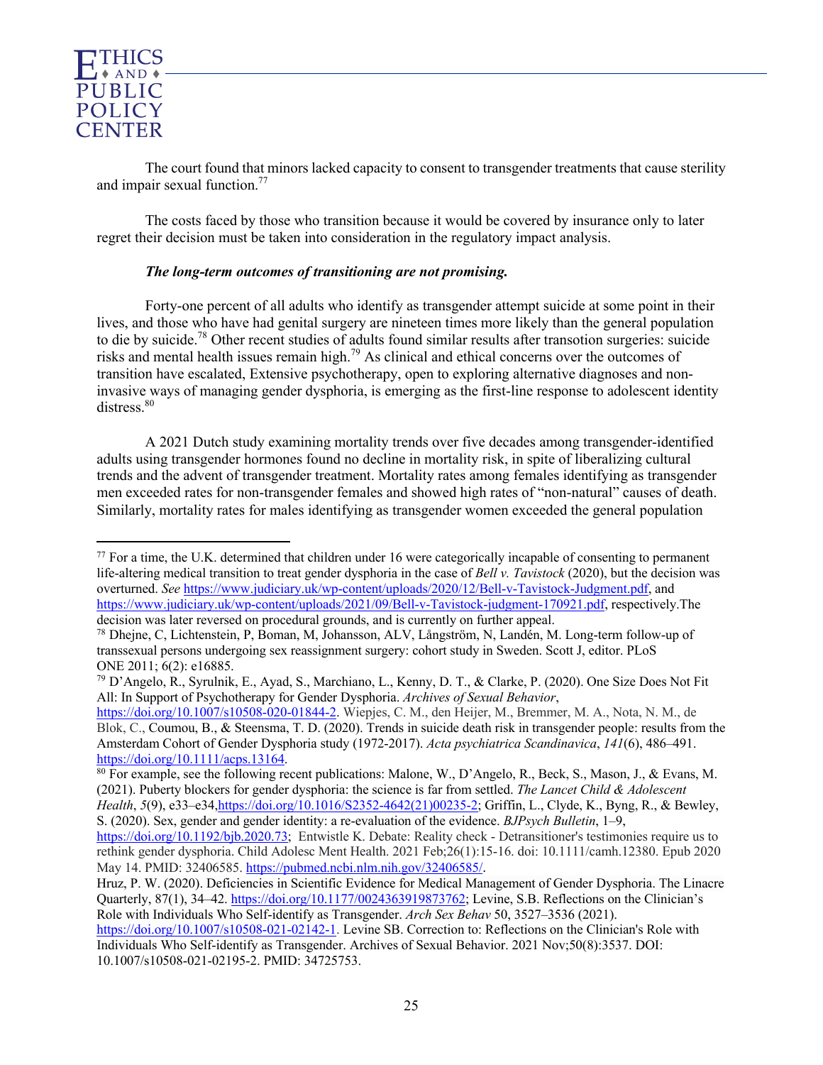The court found that minors lacked capacity to consent to transgender treatments that cause sterility and impair sexual function.[77]

The costs faced by those who transition because it would be covered by insurance only to later regret their decision must be taken into consideration in the regulatory impact analysis.

***The long-term outcomes of transitioning are not promising.***

Forty-one percent of all adults who identify as transgender attempt suicide at some point in their lives, and those who have had genital surgery are nineteen times more likely than the general population to die by suicide.[78] Other recent studies of adults found similar results after transotion surgeries: suicide risks and mental health issues remain high.[79] As clinical and ethical concerns over the outcomes of transition have escalated, Extensive psychotherapy, open to exploring alternative diagnoses and non-invasive ways of managing gender dysphoria, is emerging as the first-line response to adolescent identity distress.[80]

A 2021 Dutch study examining mortality trends over five decades among transgender-identified adults using transgender hormones found no decline in mortality risk, in spite of liberalizing cultural trends and the advent of transgender treatment. Mortality rates among females identifying as transgender men exceeded rates for non-transgender females and showed high rates of "non-natural" causes of death. Similarly, mortality rates for males identifying as transgender women exceeded the general population

---

[77] For a time, the U.K. determined that children under 16 were categorically incapable of consenting to permanent life-altering medical transition to treat gender dysphoria in the case of *Bell v. Tavistock* (2020), but the decision was overturned. *See* https://www.judiciary.uk/wp-content/uploads/2020/12/Bell-v-Tavistock-Judgment.pdf, and https://www.judiciary.uk/wp-content/uploads/2021/09/Bell-v-Tavistock-judgment-170921.pdf, respectively.The decision was later reversed on procedural grounds, and is currently on further appeal.

[78] Dhejne, C, Lichtenstein, P, Boman, M, Johansson, ALV, Långström, N, Landén, M. Long-term follow-up of transsexual persons undergoing sex reassignment surgery: cohort study in Sweden. Scott J, editor. PLoS ONE 2011; 6(2): e16885.

[79] D'Angelo, R., Syrulnik, E., Ayad, S., Marchiano, L., Kenny, D. T., & Clarke, P. (2020). One Size Does Not Fit All: In Support of Psychotherapy for Gender Dysphoria. *Archives of Sexual Behavior*, https://doi.org/10.1007/s10508-020-01844-2. Wiepjes, C. M., den Heijer, M., Bremmer, M. A., Nota, N. M., de Blok, C., Coumou, B., & Steensma, T. D. (2020). Trends in suicide death risk in transgender people: results from the Amsterdam Cohort of Gender Dysphoria study (1972-2017). *Acta psychiatrica Scandinavica*, *141*(6), 486–491. https://doi.org/10.1111/acps.13164.

[80] For example, see the following recent publications: Malone, W., D'Angelo, R., Beck, S., Mason, J., & Evans, M. (2021). Puberty blockers for gender dysphoria: the science is far from settled. *The Lancet Child & Adolescent Health*, *5*(9), e33–e34,https://doi.org/10.1016/S2352-4642(21)00235-2; Griffin, L., Clyde, K., Byng, R., & Bewley, S. (2020). Sex, gender and gender identity: a re-evaluation of the evidence. *BJPsych Bulletin*, 1–9, https://doi.org/10.1192/bjb.2020.73; Entwistle K. Debate: Reality check - Detransitioner's testimonies require us to rethink gender dysphoria. Child Adolesc Ment Health. 2021 Feb;26(1):15-16. doi: 10.1111/camh.12380. Epub 2020 May 14. PMID: 32406585. https://pubmed.ncbi.nlm.nih.gov/32406585/.

Hruz, P. W. (2020). Deficiencies in Scientific Evidence for Medical Management of Gender Dysphoria. The Linacre Quarterly, 87(1), 34–42. https://doi.org/10.1177/0024363919873762; Levine, S.B. Reflections on the Clinician's Role with Individuals Who Self-identify as Transgender. *Arch Sex Behav* 50, 3527–3536 (2021). https://doi.org/10.1007/s10508-021-02142-1. Levine SB. Correction to: Reflections on the Clinician's Role with Individuals Who Self-identify as Transgender. Archives of Sexual Behavior. 2021 Nov;50(8):3537. DOI: 10.1007/s10508-021-02195-2. PMID: 34725753.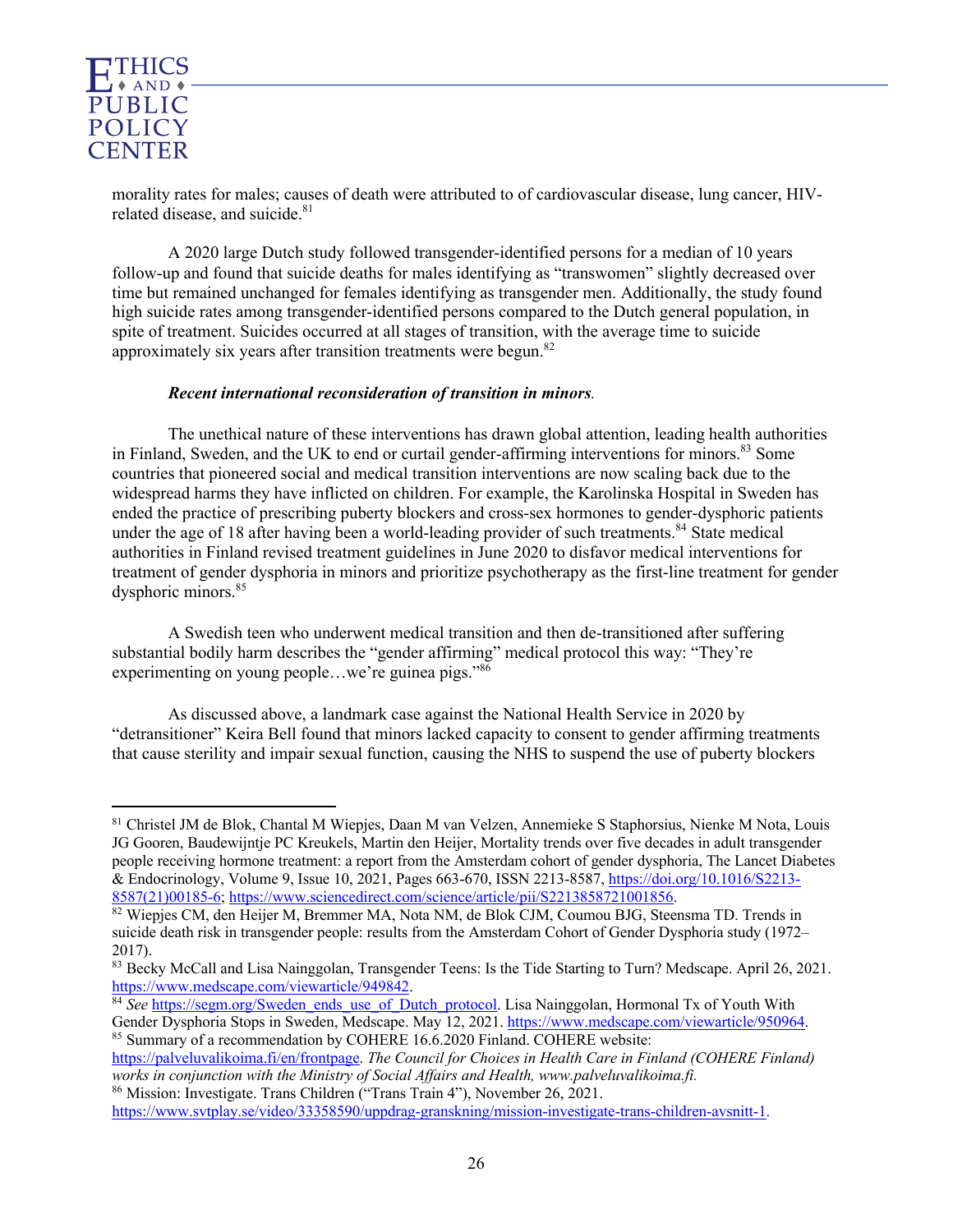morality rates for males; causes of death were attributed to of cardiovascular disease, lung cancer, HIV-related disease, and suicide.[81]

A 2020 large Dutch study followed transgender-identified persons for a median of 10 years follow-up and found that suicide deaths for males identifying as "transwomen" slightly decreased over time but remained unchanged for females identifying as transgender men. Additionally, the study found high suicide rates among transgender-identified persons compared to the Dutch general population, in spite of treatment. Suicides occurred at all stages of transition, with the average time to suicide approximately six years after transition treatments were begun.[82]

***Recent international reconsideration of transition in minors.***

The unethical nature of these interventions has drawn global attention, leading health authorities in Finland, Sweden, and the UK to end or curtail gender-affirming interventions for minors.[83] Some countries that pioneered social and medical transition interventions are now scaling back due to the widespread harms they have inflicted on children. For example, the Karolinska Hospital in Sweden has ended the practice of prescribing puberty blockers and cross-sex hormones to gender-dysphoric patients under the age of 18 after having been a world-leading provider of such treatments.[84] State medical authorities in Finland revised treatment guidelines in June 2020 to disfavor medical interventions for treatment of gender dysphoria in minors and prioritize psychotherapy as the first-line treatment for gender dysphoric minors.[85]

A Swedish teen who underwent medical transition and then de-transitioned after suffering substantial bodily harm describes the "gender affirming" medical protocol this way: "They're experimenting on young people…we're guinea pigs."[86]

As discussed above, a landmark case against the National Health Service in 2020 by "detransitioner" Keira Bell found that minors lacked capacity to consent to gender affirming treatments that cause sterility and impair sexual function, causing the NHS to suspend the use of puberty blockers

---

[81] Christel JM de Blok, Chantal M Wiepjes, Daan M van Velzen, Annemieke S Staphorsius, Nienke M Nota, Louis JG Gooren, Baudewijntje PC Kreukels, Martin den Heijer, Mortality trends over five decades in adult transgender people receiving hormone treatment: a report from the Amsterdam cohort of gender dysphoria, The Lancet Diabetes & Endocrinology, Volume 9, Issue 10, 2021, Pages 663-670, ISSN 2213-8587, https://doi.org/10.1016/S2213-8587(21)00185-6; https://www.sciencedirect.com/science/article/pii/S2213858721001856.

[82] Wiepjes CM, den Heijer M, Bremmer MA, Nota NM, de Blok CJM, Coumou BJG, Steensma TD. Trends in suicide death risk in transgender people: results from the Amsterdam Cohort of Gender Dysphoria study (1972–2017).

[83] Becky McCall and Lisa Nainggolan, Transgender Teens: Is the Tide Starting to Turn? Medscape. April 26, 2021. https://www.medscape.com/viewarticle/949842.

[84] *See* https://segm.org/Sweden_ends_use_of_Dutch_protocol. Lisa Nainggolan, Hormonal Tx of Youth With Gender Dysphoria Stops in Sweden, Medscape. May 12, 2021. https://www.medscape.com/viewarticle/950964.

[85] Summary of a recommendation by COHERE 16.6.2020 Finland. COHERE website: https://palveluvalikoima.fi/en/frontpage. *The Council for Choices in Health Care in Finland (COHERE Finland) works in conjunction with the Ministry of Social Affairs and Health, www.palveluvalikoima.fi.*

[86] Mission: Investigate. Trans Children ("Trans Train 4"), November 26, 2021. https://www.svtplay.se/video/33358590/uppdrag-granskning/mission-investigate-trans-children-avsnitt-1.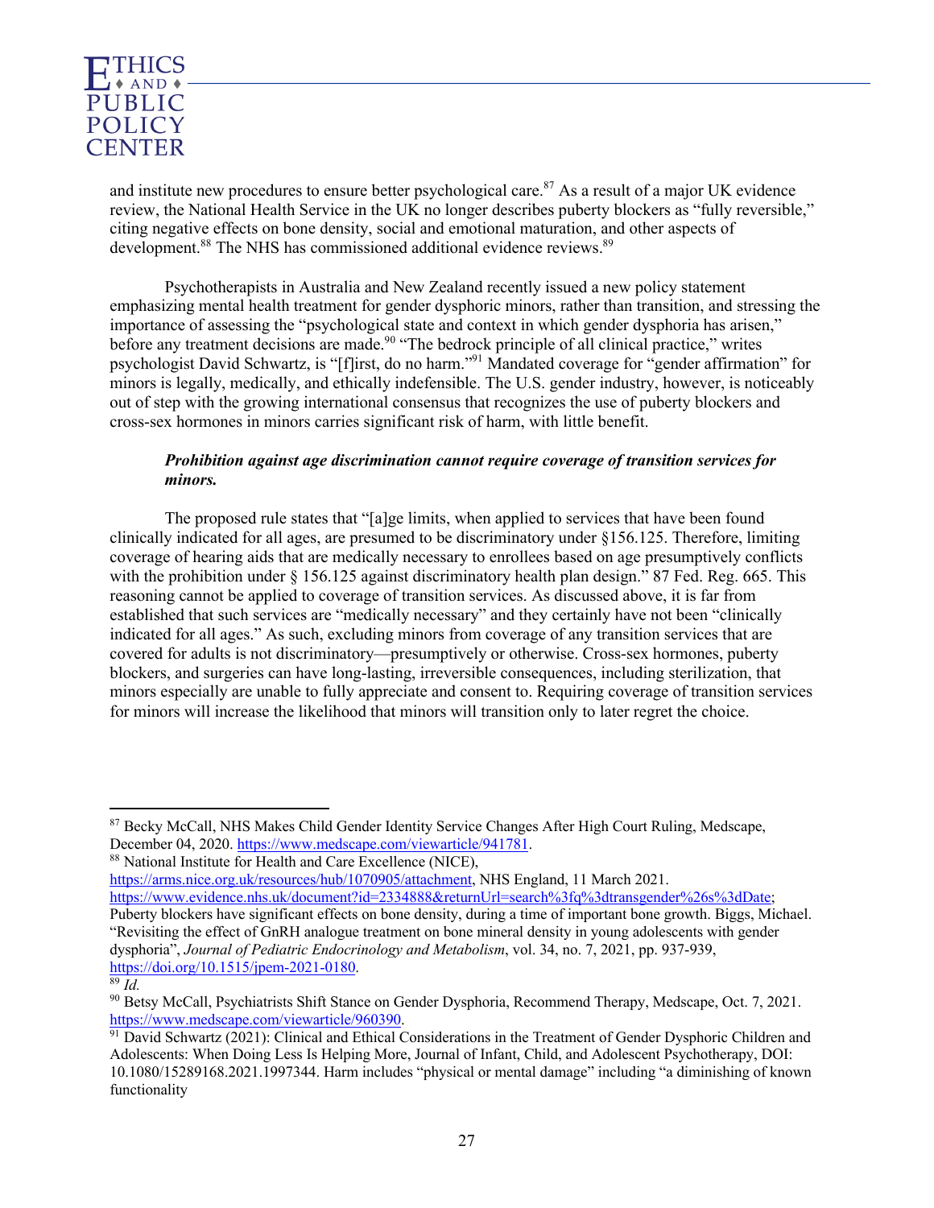and institute new procedures to ensure better psychological care.[87] As a result of a major UK evidence review, the National Health Service in the UK no longer describes puberty blockers as "fully reversible," citing negative effects on bone density, social and emotional maturation, and other aspects of development.[88] The NHS has commissioned additional evidence reviews.[89]

Psychotherapists in Australia and New Zealand recently issued a new policy statement emphasizing mental health treatment for gender dysphoric minors, rather than transition, and stressing the importance of assessing the "psychological state and context in which gender dysphoria has arisen," before any treatment decisions are made.[90] "The bedrock principle of all clinical practice," writes psychologist David Schwartz, is "[f]irst, do no harm."[91] Mandated coverage for "gender affirmation" for minors is legally, medically, and ethically indefensible. The U.S. gender industry, however, is noticeably out of step with the growing international consensus that recognizes the use of puberty blockers and cross-sex hormones in minors carries significant risk of harm, with little benefit.

***Prohibition against age discrimination cannot require coverage of transition services for minors.***

The proposed rule states that "[a]ge limits, when applied to services that have been found clinically indicated for all ages, are presumed to be discriminatory under §156.125. Therefore, limiting coverage of hearing aids that are medically necessary to enrollees based on age presumptively conflicts with the prohibition under § 156.125 against discriminatory health plan design." 87 Fed. Reg. 665. This reasoning cannot be applied to coverage of transition services. As discussed above, it is far from established that such services are "medically necessary" and they certainly have not been "clinically indicated for all ages." As such, excluding minors from coverage of any transition services that are covered for adults is not discriminatory—presumptively or otherwise. Cross-sex hormones, puberty blockers, and surgeries can have long-lasting, irreversible consequences, including sterilization, that minors especially are unable to fully appreciate and consent to. Requiring coverage of transition services for minors will increase the likelihood that minors will transition only to later regret the choice.

---

[87] Becky McCall, NHS Makes Child Gender Identity Service Changes After High Court Ruling, Medscape, December 04, 2020. https://www.medscape.com/viewarticle/941781.

[88] National Institute for Health and Care Excellence (NICE), https://arms.nice.org.uk/resources/hub/1070905/attachment, NHS England, 11 March 2021. https://www.evidence.nhs.uk/document?id=2334888&returnUrl=search%3fq%3dtransgender%26s%3dDate; Puberty blockers have significant effects on bone density, during a time of important bone growth. Biggs, Michael. "Revisiting the effect of GnRH analogue treatment on bone mineral density in young adolescents with gender dysphoria", *Journal of Pediatric Endocrinology and Metabolism*, vol. 34, no. 7, 2021, pp. 937-939, https://doi.org/10.1515/jpem-2021-0180.

[89] *Id.*

[90] Betsy McCall, Psychiatrists Shift Stance on Gender Dysphoria, Recommend Therapy, Medscape, Oct. 7, 2021. https://www.medscape.com/viewarticle/960390.

[91] David Schwartz (2021): Clinical and Ethical Considerations in the Treatment of Gender Dysphoric Children and Adolescents: When Doing Less Is Helping More, Journal of Infant, Child, and Adolescent Psychotherapy, DOI: 10.1080/15289168.2021.1997344. Harm includes "physical or mental damage" including "a diminishing of known functionality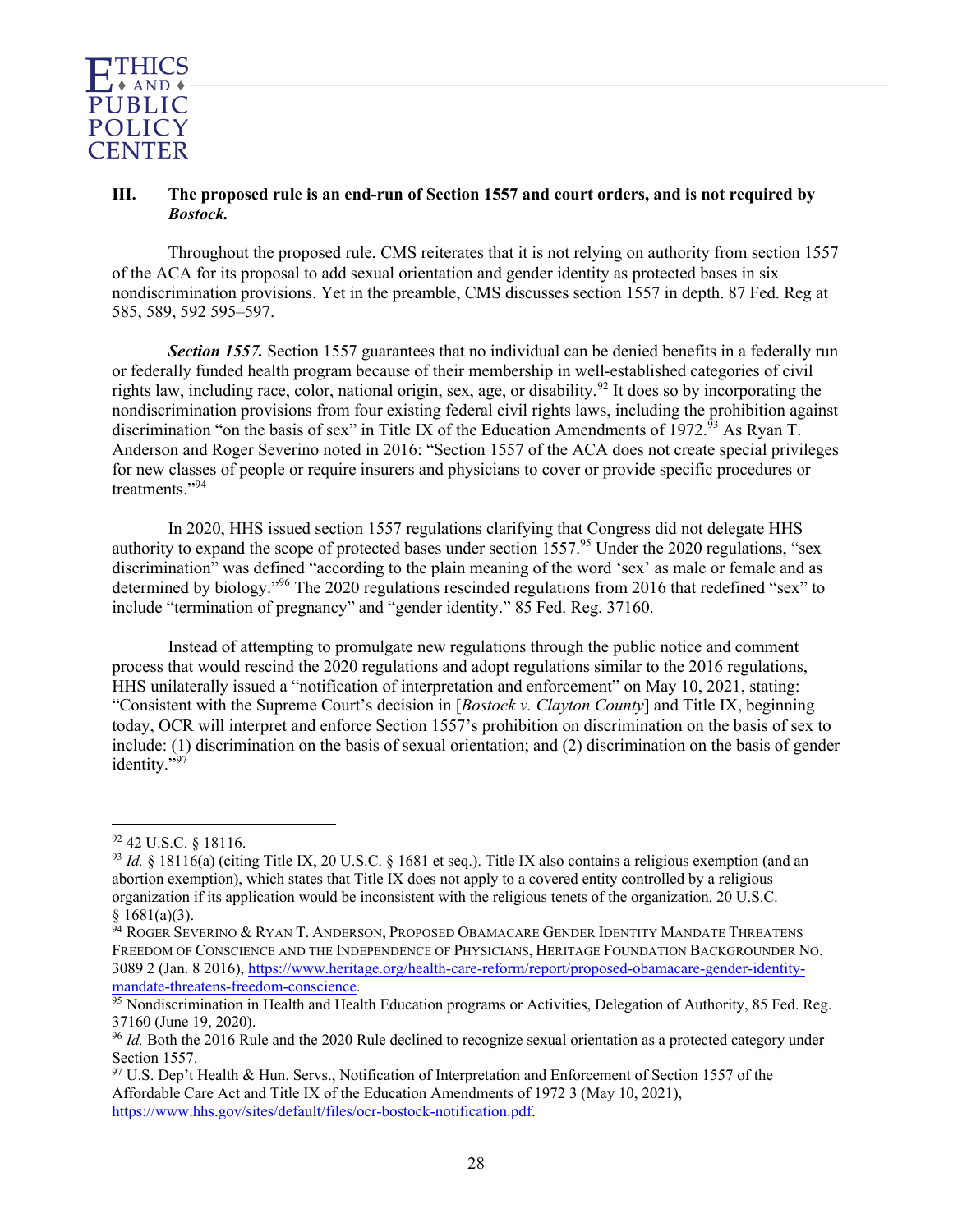### III. The proposed rule is an end-run of Section 1557 and court orders, and is not required by *Bostock.*

Throughout the proposed rule, CMS reiterates that it is not relying on authority from section 1557 of the ACA for its proposal to add sexual orientation and gender identity as protected bases in six nondiscrimination provisions. Yet in the preamble, CMS discusses section 1557 in depth. 87 Fed. Reg at 585, 589, 592 595–597.

***Section 1557.*** Section 1557 guarantees that no individual can be denied benefits in a federally run or federally funded health program because of their membership in well-established categories of civil rights law, including race, color, national origin, sex, age, or disability.[92] It does so by incorporating the nondiscrimination provisions from four existing federal civil rights laws, including the prohibition against discrimination "on the basis of sex" in Title IX of the Education Amendments of 1972.[93] As Ryan T. Anderson and Roger Severino noted in 2016: "Section 1557 of the ACA does not create special privileges for new classes of people or require insurers and physicians to cover or provide specific procedures or treatments."[94]

In 2020, HHS issued section 1557 regulations clarifying that Congress did not delegate HHS authority to expand the scope of protected bases under section 1557.[95] Under the 2020 regulations, "sex discrimination" was defined "according to the plain meaning of the word 'sex' as male or female and as determined by biology."[96] The 2020 regulations rescinded regulations from 2016 that redefined "sex" to include "termination of pregnancy" and "gender identity." 85 Fed. Reg. 37160.

Instead of attempting to promulgate new regulations through the public notice and comment process that would rescind the 2020 regulations and adopt regulations similar to the 2016 regulations, HHS unilaterally issued a "notification of interpretation and enforcement" on May 10, 2021, stating: "Consistent with the Supreme Court's decision in [*Bostock v. Clayton County*] and Title IX, beginning today, OCR will interpret and enforce Section 1557's prohibition on discrimination on the basis of sex to include: (1) discrimination on the basis of sexual orientation; and (2) discrimination on the basis of gender identity."[97]

---

[92] 42 U.S.C. § 18116.

[93] *Id.* § 18116(a) (citing Title IX, 20 U.S.C. § 1681 et seq.). Title IX also contains a religious exemption (and an abortion exemption), which states that Title IX does not apply to a covered entity controlled by a religious organization if its application would be inconsistent with the religious tenets of the organization. 20 U.S.C. § 1681(a)(3).

[94] Roger Severino & Ryan T. Anderson, Proposed Obamacare Gender Identity Mandate Threatens Freedom of Conscience and the Independence of Physicians, Heritage Foundation Backgrounder No. 3089 2 (Jan. 8 2016), https://www.heritage.org/health-care-reform/report/proposed-obamacare-gender-identity-mandate-threatens-freedom-conscience.

[95] Nondiscrimination in Health and Health Education programs or Activities, Delegation of Authority, 85 Fed. Reg. 37160 (June 19, 2020).

[96] *Id.* Both the 2016 Rule and the 2020 Rule declined to recognize sexual orientation as a protected category under Section 1557.

[97] U.S. Dep't Health & Hun. Servs., Notification of Interpretation and Enforcement of Section 1557 of the Affordable Care Act and Title IX of the Education Amendments of 1972 3 (May 10, 2021), https://www.hhs.gov/sites/default/files/ocr-bostock-notification.pdf.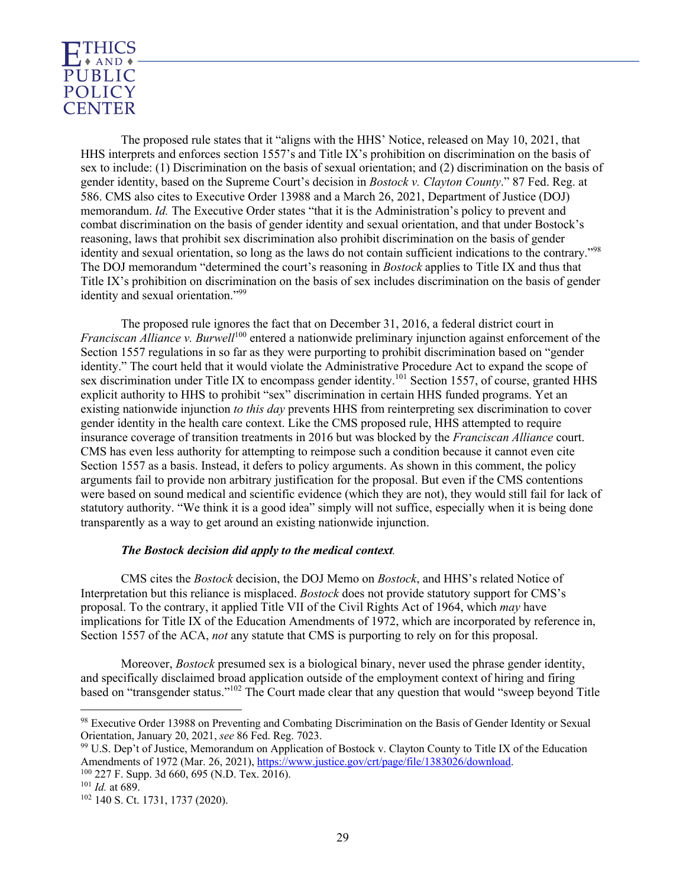The proposed rule states that it "aligns with the HHS' Notice, released on May 10, 2021, that HHS interprets and enforces section 1557's and Title IX's prohibition on discrimination on the basis of sex to include: (1) Discrimination on the basis of sexual orientation; and (2) discrimination on the basis of gender identity, based on the Supreme Court's decision in *Bostock v. Clayton County*." 87 Fed. Reg. at 586. CMS also cites to Executive Order 13988 and a March 26, 2021, Department of Justice (DOJ) memorandum. *Id.* The Executive Order states "that it is the Administration's policy to prevent and combat discrimination on the basis of gender identity and sexual orientation, and that under Bostock's reasoning, laws that prohibit sex discrimination also prohibit discrimination on the basis of gender identity and sexual orientation, so long as the laws do not contain sufficient indications to the contrary."[98] The DOJ memorandum "determined the court's reasoning in *Bostock* applies to Title IX and thus that Title IX's prohibition on discrimination on the basis of sex includes discrimination on the basis of gender identity and sexual orientation."[99]

The proposed rule ignores the fact that on December 31, 2016, a federal district court in *Franciscan Alliance v. Burwell*[100] entered a nationwide preliminary injunction against enforcement of the Section 1557 regulations in so far as they were purporting to prohibit discrimination based on "gender identity." The court held that it would violate the Administrative Procedure Act to expand the scope of sex discrimination under Title IX to encompass gender identity.[101] Section 1557, of course, granted HHS explicit authority to HHS to prohibit "sex" discrimination in certain HHS funded programs. Yet an existing nationwide injunction *to this day* prevents HHS from reinterpreting sex discrimination to cover gender identity in the health care context. Like the CMS proposed rule, HHS attempted to require insurance coverage of transition treatments in 2016 but was blocked by the *Franciscan Alliance* court. CMS has even less authority for attempting to reimpose such a condition because it cannot even cite Section 1557 as a basis. Instead, it defers to policy arguments. As shown in this comment, the policy arguments fail to provide non arbitrary justification for the proposal. But even if the CMS contentions were based on sound medical and scientific evidence (which they are not), they would still fail for lack of statutory authority. "We think it is a good idea" simply will not suffice, especially when it is being done transparently as a way to get around an existing nationwide injunction.

***The Bostock decision did apply to the medical context.***

CMS cites the *Bostock* decision, the DOJ Memo on *Bostock*, and HHS's related Notice of Interpretation but this reliance is misplaced. *Bostock* does not provide statutory support for CMS's proposal. To the contrary, it applied Title VII of the Civil Rights Act of 1964, which *may* have implications for Title IX of the Education Amendments of 1972, which are incorporated by reference in, Section 1557 of the ACA, *not* any statute that CMS is purporting to rely on for this proposal.

Moreover, *Bostock* presumed sex is a biological binary, never used the phrase gender identity, and specifically disclaimed broad application outside of the employment context of hiring and firing based on "transgender status."[102] The Court made clear that any question that would "sweep beyond Title

---

[98] Executive Order 13988 on Preventing and Combating Discrimination on the Basis of Gender Identity or Sexual Orientation, January 20, 2021, *see* 86 Fed. Reg. 7023.

[99] U.S. Dep't of Justice, Memorandum on Application of Bostock v. Clayton County to Title IX of the Education Amendments of 1972 (Mar. 26, 2021), https://www.justice.gov/crt/page/file/1383026/download.

[100] 227 F. Supp. 3d 660, 695 (N.D. Tex. 2016).

[101] *Id.* at 689.

[102] 140 S. Ct. 1731, 1737 (2020).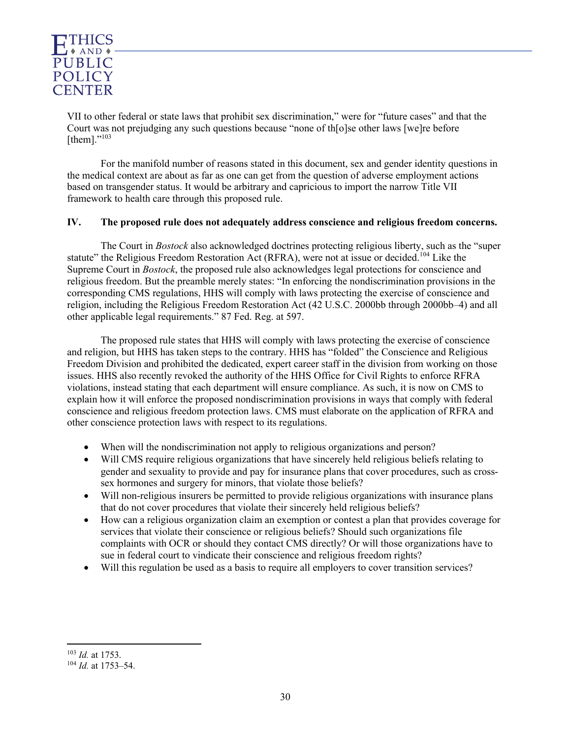VII to other federal or state laws that prohibit sex discrimination," were for "future cases" and that the Court was not prejudging any such questions because "none of th[o]se other laws [we]re before [them]."[103]

For the manifold number of reasons stated in this document, sex and gender identity questions in the medical context are about as far as one can get from the question of adverse employment actions based on transgender status. It would be arbitrary and capricious to import the narrow Title VII framework to health care through this proposed rule.

## IV. The proposed rule does not adequately address conscience and religious freedom concerns.

The Court in *Bostock* also acknowledged doctrines protecting religious liberty, such as the "super statute" the Religious Freedom Restoration Act (RFRA), were not at issue or decided.[104] Like the Supreme Court in *Bostock*, the proposed rule also acknowledges legal protections for conscience and religious freedom. But the preamble merely states: "In enforcing the nondiscrimination provisions in the corresponding CMS regulations, HHS will comply with laws protecting the exercise of conscience and religion, including the Religious Freedom Restoration Act (42 U.S.C. 2000bb through 2000bb–4) and all other applicable legal requirements." 87 Fed. Reg. at 597.

The proposed rule states that HHS will comply with laws protecting the exercise of conscience and religion, but HHS has taken steps to the contrary. HHS has "folded" the Conscience and Religious Freedom Division and prohibited the dedicated, expert career staff in the division from working on those issues. HHS also recently revoked the authority of the HHS Office for Civil Rights to enforce RFRA violations, instead stating that each department will ensure compliance. As such, it is now on CMS to explain how it will enforce the proposed nondiscrimination provisions in ways that comply with federal conscience and religious freedom protection laws. CMS must elaborate on the application of RFRA and other conscience protection laws with respect to its regulations.

- When will the nondiscrimination not apply to religious organizations and person?
- Will CMS require religious organizations that have sincerely held religious beliefs relating to gender and sexuality to provide and pay for insurance plans that cover procedures, such as cross-sex hormones and surgery for minors, that violate those beliefs?
- Will non-religious insurers be permitted to provide religious organizations with insurance plans that do not cover procedures that violate their sincerely held religious beliefs?
- How can a religious organization claim an exemption or contest a plan that provides coverage for services that violate their conscience or religious beliefs? Should such organizations file complaints with OCR or should they contact CMS directly? Or will those organizations have to sue in federal court to vindicate their conscience and religious freedom rights?
- Will this regulation be used as a basis to require all employers to cover transition services?

---

[103] *Id.* at 1753.

[104] *Id.* at 1753–54.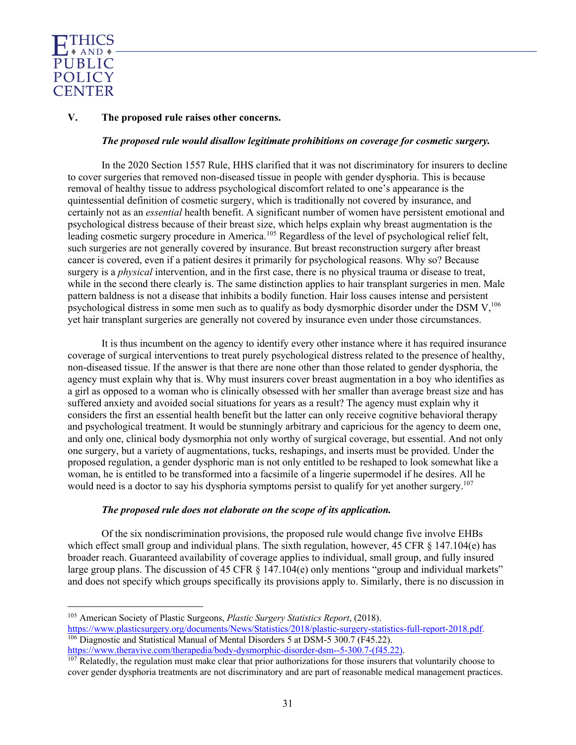## V. The proposed rule raises other concerns.

***The proposed rule would disallow legitimate prohibitions on coverage for cosmetic surgery.***

In the 2020 Section 1557 Rule, HHS clarified that it was not discriminatory for insurers to decline to cover surgeries that removed non-diseased tissue in people with gender dysphoria. This is because removal of healthy tissue to address psychological discomfort related to one's appearance is the quintessential definition of cosmetic surgery, which is traditionally not covered by insurance, and certainly not as an *essential* health benefit. A significant number of women have persistent emotional and psychological distress because of their breast size, which helps explain why breast augmentation is the leading cosmetic surgery procedure in America.[105] Regardless of the level of psychological relief felt, such surgeries are not generally covered by insurance. But breast reconstruction surgery after breast cancer is covered, even if a patient desires it primarily for psychological reasons. Why so? Because surgery is a *physical* intervention, and in the first case, there is no physical trauma or disease to treat, while in the second there clearly is. The same distinction applies to hair transplant surgeries in men. Male pattern baldness is not a disease that inhibits a bodily function. Hair loss causes intense and persistent psychological distress in some men such as to qualify as body dysmorphic disorder under the DSM V,[106] yet hair transplant surgeries are generally not covered by insurance even under those circumstances.

It is thus incumbent on the agency to identify every other instance where it has required insurance coverage of surgical interventions to treat purely psychological distress related to the presence of healthy, non-diseased tissue. If the answer is that there are none other than those related to gender dysphoria, the agency must explain why that is. Why must insurers cover breast augmentation in a boy who identifies as a girl as opposed to a woman who is clinically obsessed with her smaller than average breast size and has suffered anxiety and avoided social situations for years as a result? The agency must explain why it considers the first an essential health benefit but the latter can only receive cognitive behavioral therapy and psychological treatment. It would be stunningly arbitrary and capricious for the agency to deem one, and only one, clinical body dysmorphia not only worthy of surgical coverage, but essential. And not only one surgery, but a variety of augmentations, tucks, reshapings, and inserts must be provided. Under the proposed regulation, a gender dysphoric man is not only entitled to be reshaped to look somewhat like a woman, he is entitled to be transformed into a facsimile of a lingerie supermodel if he desires. All he would need is a doctor to say his dysphoria symptoms persist to qualify for yet another surgery.[107]

***The proposed rule does not elaborate on the scope of its application.***

Of the six nondiscrimination provisions, the proposed rule would change five involve EHBs which effect small group and individual plans. The sixth regulation, however, 45 CFR § 147.104(e) has broader reach. Guaranteed availability of coverage applies to individual, small group, and fully insured large group plans. The discussion of 45 CFR § 147.104(e) only mentions "group and individual markets" and does not specify which groups specifically its provisions apply to. Similarly, there is no discussion in

---

[105] American Society of Plastic Surgeons, *Plastic Surgery Statistics Report*, (2018). https://www.plasticsurgery.org/documents/News/Statistics/2018/plastic-surgery-statistics-full-report-2018.pdf.

[106] Diagnostic and Statistical Manual of Mental Disorders 5 at DSM-5 300.7 (F45.22). https://www.theravive.com/therapedia/body-dysmorphic-disorder-dsm--5-300.7-(f45.22).

[107] Relatedly, the regulation must make clear that prior authorizations for those insurers that voluntarily choose to cover gender dysphoria treatments are not discriminatory and are part of reasonable medical management practices.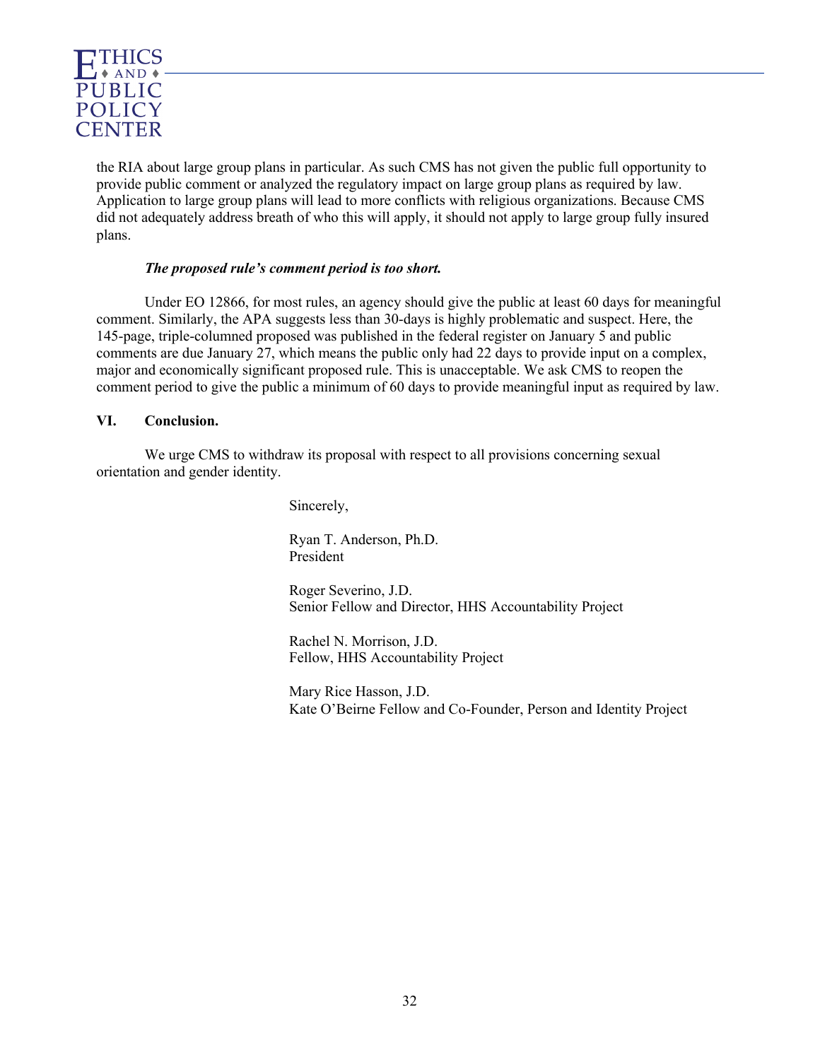the RIA about large group plans in particular. As such CMS has not given the public full opportunity to provide public comment or analyzed the regulatory impact on large group plans as required by law. Application to large group plans will lead to more conflicts with religious organizations. Because CMS did not adequately address breath of who this will apply, it should not apply to large group fully insured plans.

***The proposed rule's comment period is too short.***

Under EO 12866, for most rules, an agency should give the public at least 60 days for meaningful comment. Similarly, the APA suggests less than 30-days is highly problematic and suspect. Here, the 145-page, triple-columned proposed was published in the federal register on January 5 and public comments are due January 27, which means the public only had 22 days to provide input on a complex, major and economically significant proposed rule. This is unacceptable. We ask CMS to reopen the comment period to give the public a minimum of 60 days to provide meaningful input as required by law.

## VI. Conclusion.

We urge CMS to withdraw its proposal with respect to all provisions concerning sexual orientation and gender identity.

Sincerely,

Ryan T. Anderson, Ph.D.
President

Roger Severino, J.D.
Senior Fellow and Director, HHS Accountability Project

Rachel N. Morrison, J.D.
Fellow, HHS Accountability Project

Mary Rice Hasson, J.D.
Kate O'Beirne Fellow and Co-Founder, Person and Identity Project